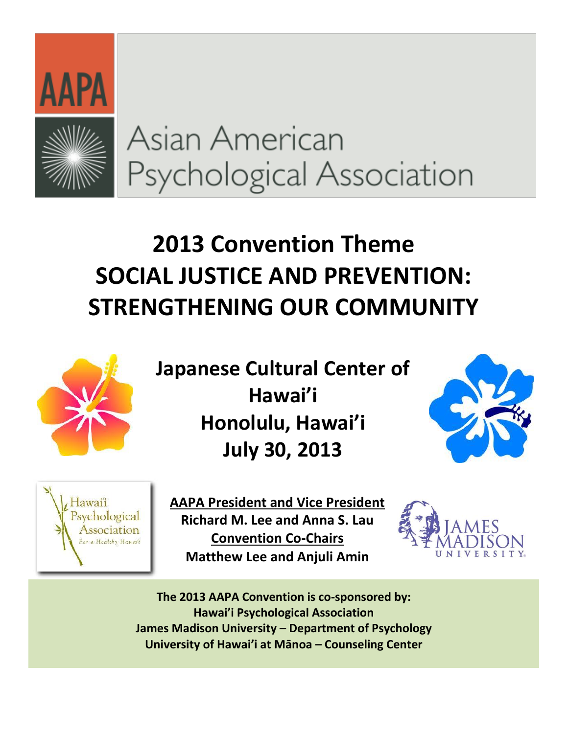AAPA

# Asian American Psychological Association

# 2013 Convention Theme
# SOCIAL JUSTICE AND PREVENTION: STRENGTHENING OUR COMMUNITY

**Japanese Cultural Center of Hawai'i**
**Honolulu, Hawai'i**
**July 30, 2013**

Hawaii Psychological Association
For a Healthy Hawaii

**AAPA President and Vice President**
**Richard M. Lee and Anna S. Lau**
**Convention Co-Chairs**
**Matthew Lee and Anjuli Amin**

JAMES MADISON UNIVERSITY.

**The 2013 AAPA Convention is co-sponsored by:**
**Hawai'i Psychological Association**
**James Madison University – Department of Psychology**
**University of Hawai'i at Mānoa – Counseling Center**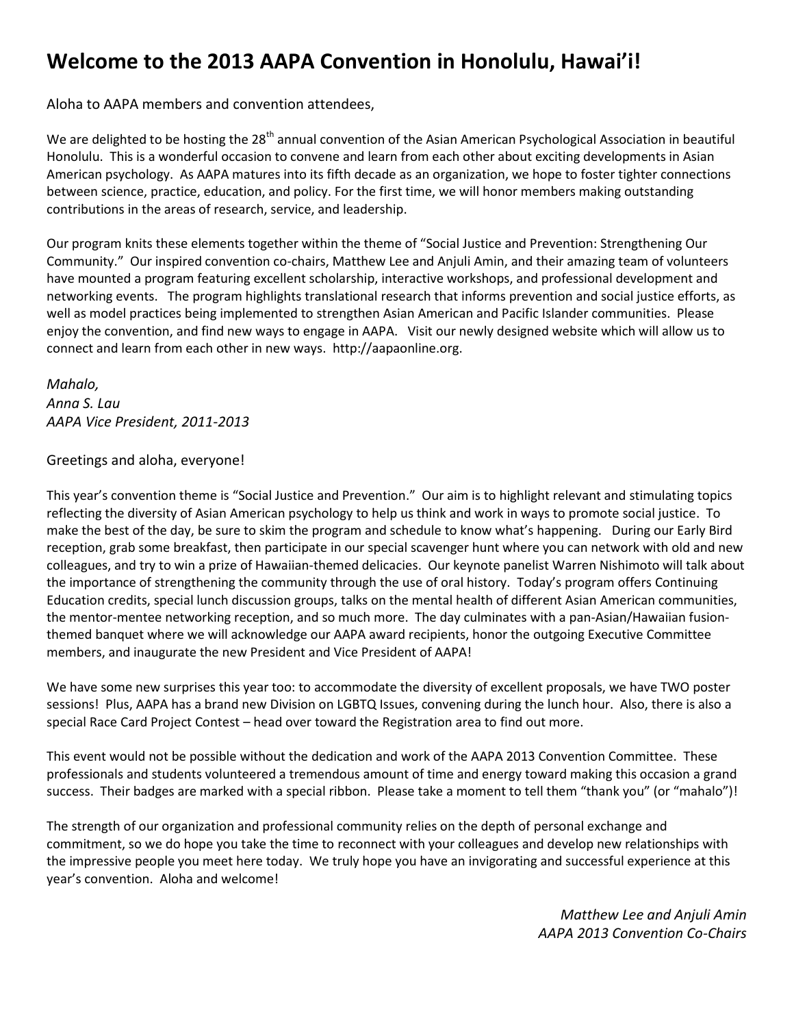# Welcome to the 2013 AAPA Convention in Honolulu, Hawai'i!

Aloha to AAPA members and convention attendees,

We are delighted to be hosting the 28th annual convention of the Asian American Psychological Association in beautiful Honolulu. This is a wonderful occasion to convene and learn from each other about exciting developments in Asian American psychology. As AAPA matures into its fifth decade as an organization, we hope to foster tighter connections between science, practice, education, and policy. For the first time, we will honor members making outstanding contributions in the areas of research, service, and leadership.

Our program knits these elements together within the theme of "Social Justice and Prevention: Strengthening Our Community." Our inspired convention co-chairs, Matthew Lee and Anjuli Amin, and their amazing team of volunteers have mounted a program featuring excellent scholarship, interactive workshops, and professional development and networking events. The program highlights translational research that informs prevention and social justice efforts, as well as model practices being implemented to strengthen Asian American and Pacific Islander communities. Please enjoy the convention, and find new ways to engage in AAPA. Visit our newly designed website which will allow us to connect and learn from each other in new ways. http://aapaonline.org.

*Mahalo,*
*Anna S. Lau*
*AAPA Vice President, 2011-2013*

Greetings and aloha, everyone!

This year's convention theme is "Social Justice and Prevention." Our aim is to highlight relevant and stimulating topics reflecting the diversity of Asian American psychology to help us think and work in ways to promote social justice. To make the best of the day, be sure to skim the program and schedule to know what's happening. During our Early Bird reception, grab some breakfast, then participate in our special scavenger hunt where you can network with old and new colleagues, and try to win a prize of Hawaiian-themed delicacies. Our keynote panelist Warren Nishimoto will talk about the importance of strengthening the community through the use of oral history. Today's program offers Continuing Education credits, special lunch discussion groups, talks on the mental health of different Asian American communities, the mentor-mentee networking reception, and so much more. The day culminates with a pan-Asian/Hawaiian fusion-themed banquet where we will acknowledge our AAPA award recipients, honor the outgoing Executive Committee members, and inaugurate the new President and Vice President of AAPA!

We have some new surprises this year too: to accommodate the diversity of excellent proposals, we have TWO poster sessions! Plus, AAPA has a brand new Division on LGBTQ Issues, convening during the lunch hour. Also, there is also a special Race Card Project Contest – head over toward the Registration area to find out more.

This event would not be possible without the dedication and work of the AAPA 2013 Convention Committee. These professionals and students volunteered a tremendous amount of time and energy toward making this occasion a grand success. Their badges are marked with a special ribbon. Please take a moment to tell them "thank you" (or "mahalo")!

The strength of our organization and professional community relies on the depth of personal exchange and commitment, so we do hope you take the time to reconnect with your colleagues and develop new relationships with the impressive people you meet here today. We truly hope you have an invigorating and successful experience at this year's convention. Aloha and welcome!

*Matthew Lee and Anjuli Amin*
*AAPA 2013 Convention Co-Chairs*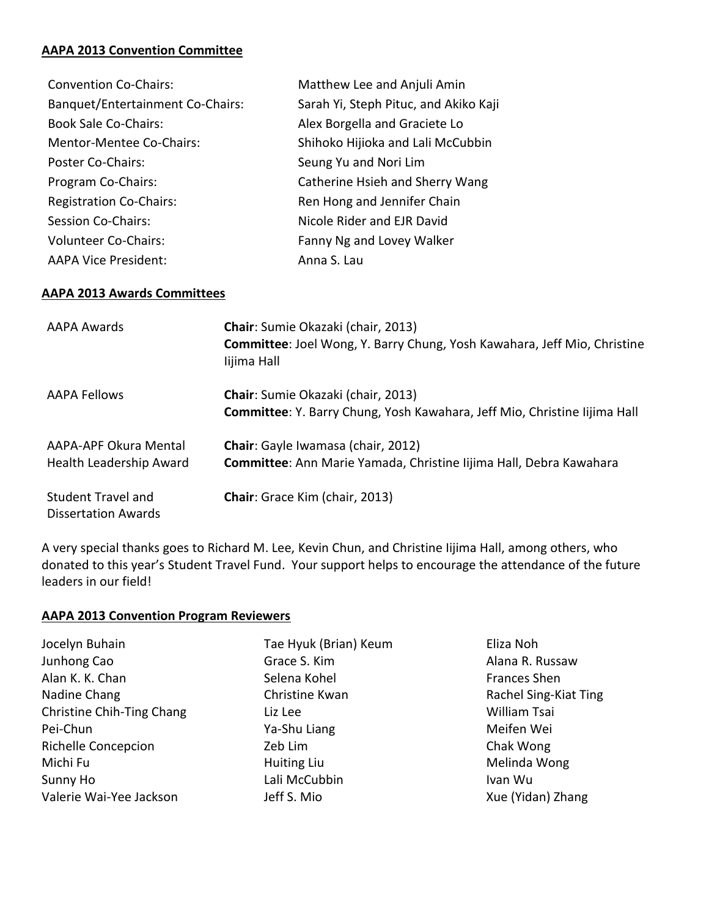**AAPA 2013 Convention Committee**

| | |
|---|---|
| Convention Co-Chairs: | Matthew Lee and Anjuli Amin |
| Banquet/Entertainment Co-Chairs: | Sarah Yi, Steph Pituc, and Akiko Kaji |
| Book Sale Co-Chairs: | Alex Borgella and Graciete Lo |
| Mentor-Mentee Co-Chairs: | Shihoko Hijioka and Lali McCubbin |
| Poster Co-Chairs: | Seung Yu and Nori Lim |
| Program Co-Chairs: | Catherine Hsieh and Sherry Wang |
| Registration Co-Chairs: | Ren Hong and Jennifer Chain |
| Session Co-Chairs: | Nicole Rider and EJR David |
| Volunteer Co-Chairs: | Fanny Ng and Lovey Walker |
| AAPA Vice President: | Anna S. Lau |

**AAPA 2013 Awards Committees**

| | |
|---|---|
| AAPA Awards | **Chair**: Sumie Okazaki (chair, 2013)<br>**Committee**: Joel Wong, Y. Barry Chung, Yosh Kawahara, Jeff Mio, Christine Iijima Hall |
| AAPA Fellows | **Chair**: Sumie Okazaki (chair, 2013)<br>**Committee**: Y. Barry Chung, Yosh Kawahara, Jeff Mio, Christine Iijima Hall |
| AAPA-APF Okura Mental Health Leadership Award | **Chair**: Gayle Iwamasa (chair, 2012)<br>**Committee**: Ann Marie Yamada, Christine Iijima Hall, Debra Kawahara |
| Student Travel and Dissertation Awards | **Chair**: Grace Kim (chair, 2013) |

A very special thanks goes to Richard M. Lee, Kevin Chun, and Christine Iijima Hall, among others, who donated to this year's Student Travel Fund. Your support helps to encourage the attendance of the future leaders in our field!

**AAPA 2013 Convention Program Reviewers**

Jocelyn Buhain
Junhong Cao
Alan K. K. Chan
Nadine Chang
Christine Chih-Ting Chang
Pei-Chun
Richelle Concepcion
Michi Fu
Sunny Ho
Valerie Wai-Yee Jackson
Tae Hyuk (Brian) Keum
Grace S. Kim
Selena Kohel
Christine Kwan
Liz Lee
Ya-Shu Liang
Zeb Lim
Huiting Liu
Lali McCubbin
Jeff S. Mio
Eliza Noh
Alana R. Russaw
Frances Shen
Rachel Sing-Kiat Ting
William Tsai
Meifen Wei
Chak Wong
Melinda Wong
Ivan Wu
Xue (Yidan) Zhang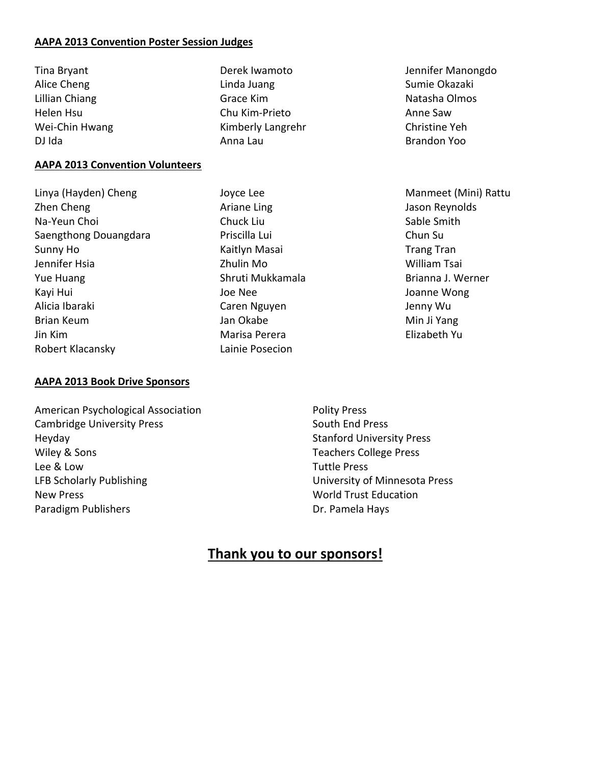**AAPA 2013 Convention Poster Session Judges**

Tina Bryant
Alice Cheng
Lillian Chiang
Helen Hsu
Wei-Chin Hwang
DJ Ida
Derek Iwamoto
Linda Juang
Grace Kim
Chu Kim-Prieto
Kimberly Langrehr
Anna Lau
Jennifer Manongdo
Sumie Okazaki
Natasha Olmos
Anne Saw
Christine Yeh
Brandon Yoo

**AAPA 2013 Convention Volunteers**

Linya (Hayden) Cheng
Zhen Cheng
Na-Yeun Choi
Saengthong Douangdara
Sunny Ho
Jennifer Hsia
Yue Huang
Kayi Hui
Alicia Ibaraki
Brian Keum
Jin Kim
Robert Klacansky
Joyce Lee
Ariane Ling
Chuck Liu
Priscilla Lui
Kaitlyn Masai
Zhulin Mo
Shruti Mukkamala
Joe Nee
Caren Nguyen
Jan Okabe
Marisa Perera
Lainie Posecion
Manmeet (Mini) Rattu
Jason Reynolds
Sable Smith
Chun Su
Trang Tran
William Tsai
Brianna J. Werner
Joanne Wong
Jenny Wu
Min Ji Yang
Elizabeth Yu

**AAPA 2013 Book Drive Sponsors**

American Psychological Association
Cambridge University Press
Heyday
Wiley & Sons
Lee & Low
LFB Scholarly Publishing
New Press
Paradigm Publishers
Polity Press
South End Press
Stanford University Press
Teachers College Press
Tuttle Press
University of Minnesota Press
World Trust Education
Dr. Pamela Hays

## Thank you to our sponsors!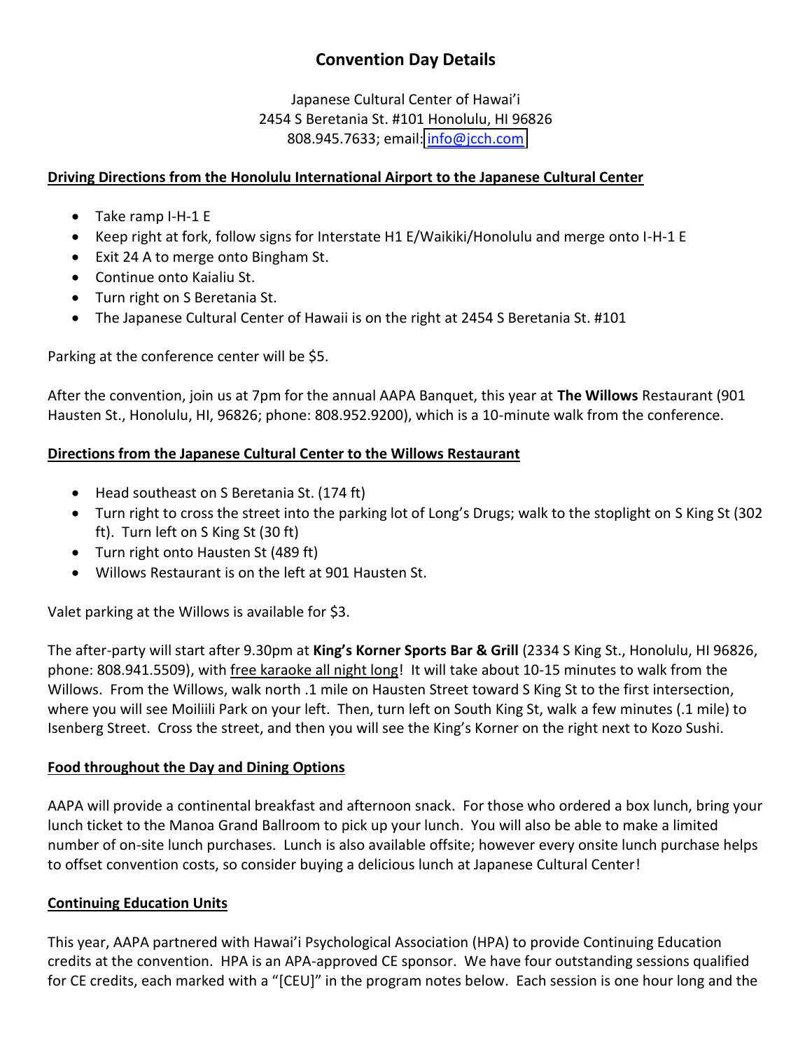# Convention Day Details

Japanese Cultural Center of Hawai'i
2454 S Beretania St. #101 Honolulu, HI 96826
808.945.7633; email: info@jcch.com

**Driving Directions from the Honolulu International Airport to the Japanese Cultural Center**

- Take ramp I-H-1 E
- Keep right at fork, follow signs for Interstate H1 E/Waikiki/Honolulu and merge onto I-H-1 E
- Exit 24 A to merge onto Bingham St.
- Continue onto Kaialiu St.
- Turn right on S Beretania St.
- The Japanese Cultural Center of Hawaii is on the right at 2454 S Beretania St. #101

Parking at the conference center will be $5.

After the convention, join us at 7pm for the annual AAPA Banquet, this year at **The Willows** Restaurant (901 Hausten St., Honolulu, HI, 96826; phone: 808.952.9200), which is a 10-minute walk from the conference.

**Directions from the Japanese Cultural Center to the Willows Restaurant**

- Head southeast on S Beretania St. (174 ft)
- Turn right to cross the street into the parking lot of Long's Drugs; walk to the stoplight on S King St (302 ft). Turn left on S King St (30 ft)
- Turn right onto Hausten St (489 ft)
- Willows Restaurant is on the left at 901 Hausten St.

Valet parking at the Willows is available for $3.

The after-party will start after 9.30pm at **King's Korner Sports Bar & Grill** (2334 S King St., Honolulu, HI 96826, phone: 808.941.5509), with free karaoke all night long! It will take about 10-15 minutes to walk from the Willows. From the Willows, walk north .1 mile on Hausten Street toward S King St to the first intersection, where you will see Moiliili Park on your left. Then, turn left on South King St, walk a few minutes (.1 mile) to Isenberg Street. Cross the street, and then you will see the King's Korner on the right next to Kozo Sushi.

**Food throughout the Day and Dining Options**

AAPA will provide a continental breakfast and afternoon snack. For those who ordered a box lunch, bring your lunch ticket to the Manoa Grand Ballroom to pick up your lunch. You will also be able to make a limited number of on-site lunch purchases. Lunch is also available offsite; however every onsite lunch purchase helps to offset convention costs, so consider buying a delicious lunch at Japanese Cultural Center!

**Continuing Education Units**

This year, AAPA partnered with Hawai'i Psychological Association (HPA) to provide Continuing Education credits at the convention. HPA is an APA-approved CE sponsor. We have four outstanding sessions qualified for CE credits, each marked with a "[CEU]" in the program notes below. Each session is one hour long and the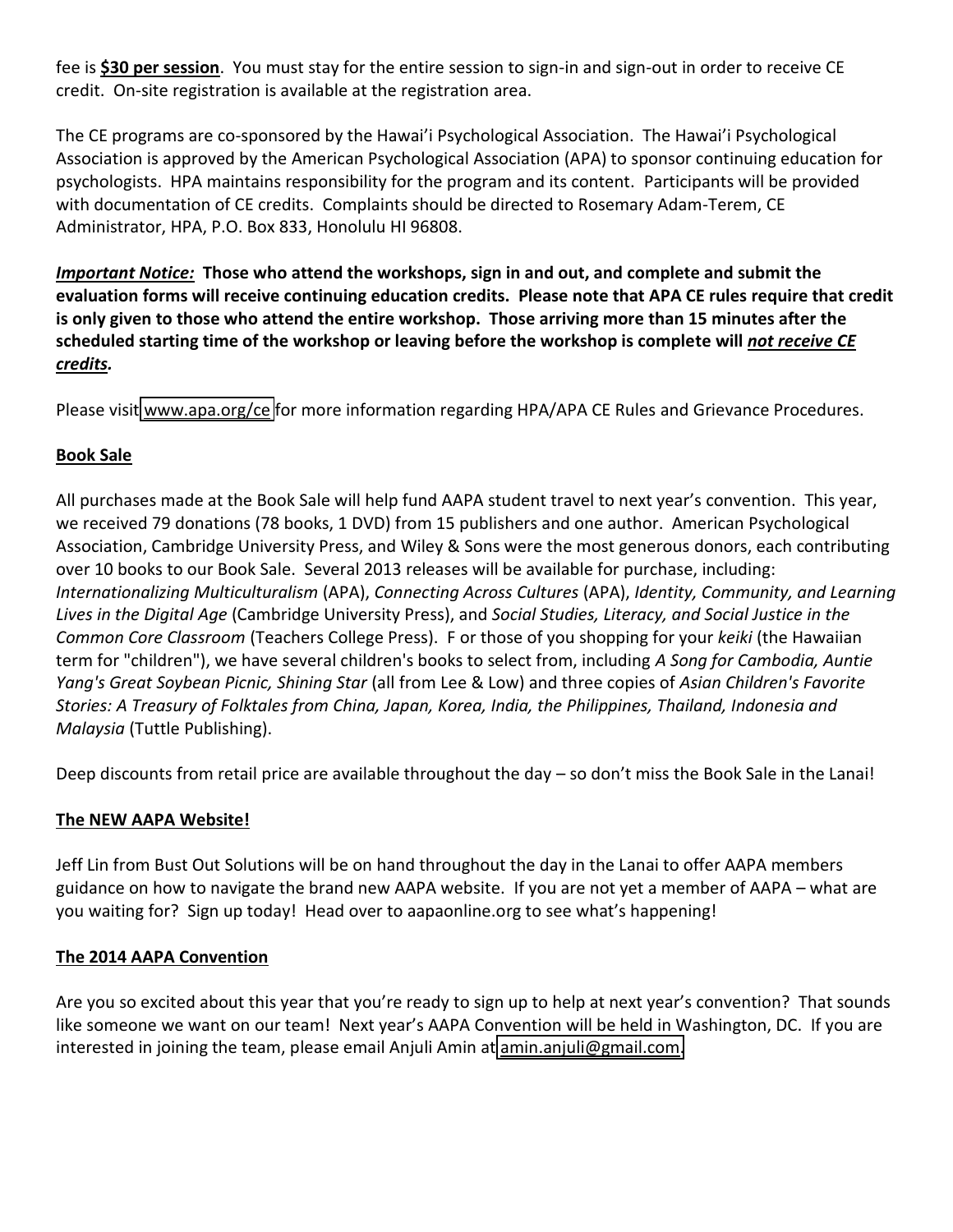fee is **$30 per session**. You must stay for the entire session to sign-in and sign-out in order to receive CE credit. On-site registration is available at the registration area.

The CE programs are co-sponsored by the Hawai'i Psychological Association. The Hawai'i Psychological Association is approved by the American Psychological Association (APA) to sponsor continuing education for psychologists. HPA maintains responsibility for the program and its content. Participants will be provided with documentation of CE credits. Complaints should be directed to Rosemary Adam-Terem, CE Administrator, HPA, P.O. Box 833, Honolulu HI 96808.

***Important Notice:*** **Those who attend the workshops, sign in and out, and complete and submit the evaluation forms will receive continuing education credits. Please note that APA CE rules require that credit is only given to those who attend the entire workshop. Those arriving more than 15 minutes after the scheduled starting time of the workshop or leaving before the workshop is complete will *not receive CE credits.***

Please visit www.apa.org/ce for more information regarding HPA/APA CE Rules and Grievance Procedures.

## Book Sale

All purchases made at the Book Sale will help fund AAPA student travel to next year's convention. This year, we received 79 donations (78 books, 1 DVD) from 15 publishers and one author. American Psychological Association, Cambridge University Press, and Wiley & Sons were the most generous donors, each contributing over 10 books to our Book Sale. Several 2013 releases will be available for purchase, including: *Internationalizing Multiculturalism* (APA), *Connecting Across Cultures* (APA), *Identity, Community, and Learning Lives in the Digital Age* (Cambridge University Press), and *Social Studies, Literacy, and Social Justice in the Common Core Classroom* (Teachers College Press). F or those of you shopping for your *keiki* (the Hawaiian term for "children"), we have several children's books to select from, including *A Song for Cambodia, Auntie Yang's Great Soybean Picnic, Shining Star* (all from Lee & Low) and three copies of *Asian Children's Favorite Stories: A Treasury of Folktales from China, Japan, Korea, India, the Philippines, Thailand, Indonesia and Malaysia* (Tuttle Publishing).

Deep discounts from retail price are available throughout the day – so don't miss the Book Sale in the Lanai!

## The NEW AAPA Website!

Jeff Lin from Bust Out Solutions will be on hand throughout the day in the Lanai to offer AAPA members guidance on how to navigate the brand new AAPA website. If you are not yet a member of AAPA – what are you waiting for? Sign up today! Head over to aapaonline.org to see what's happening!

## The 2014 AAPA Convention

Are you so excited about this year that you're ready to sign up to help at next year's convention? That sounds like someone we want on our team! Next year's AAPA Convention will be held in Washington, DC. If you are interested in joining the team, please email Anjuli Amin at amin.anjuli@gmail.com.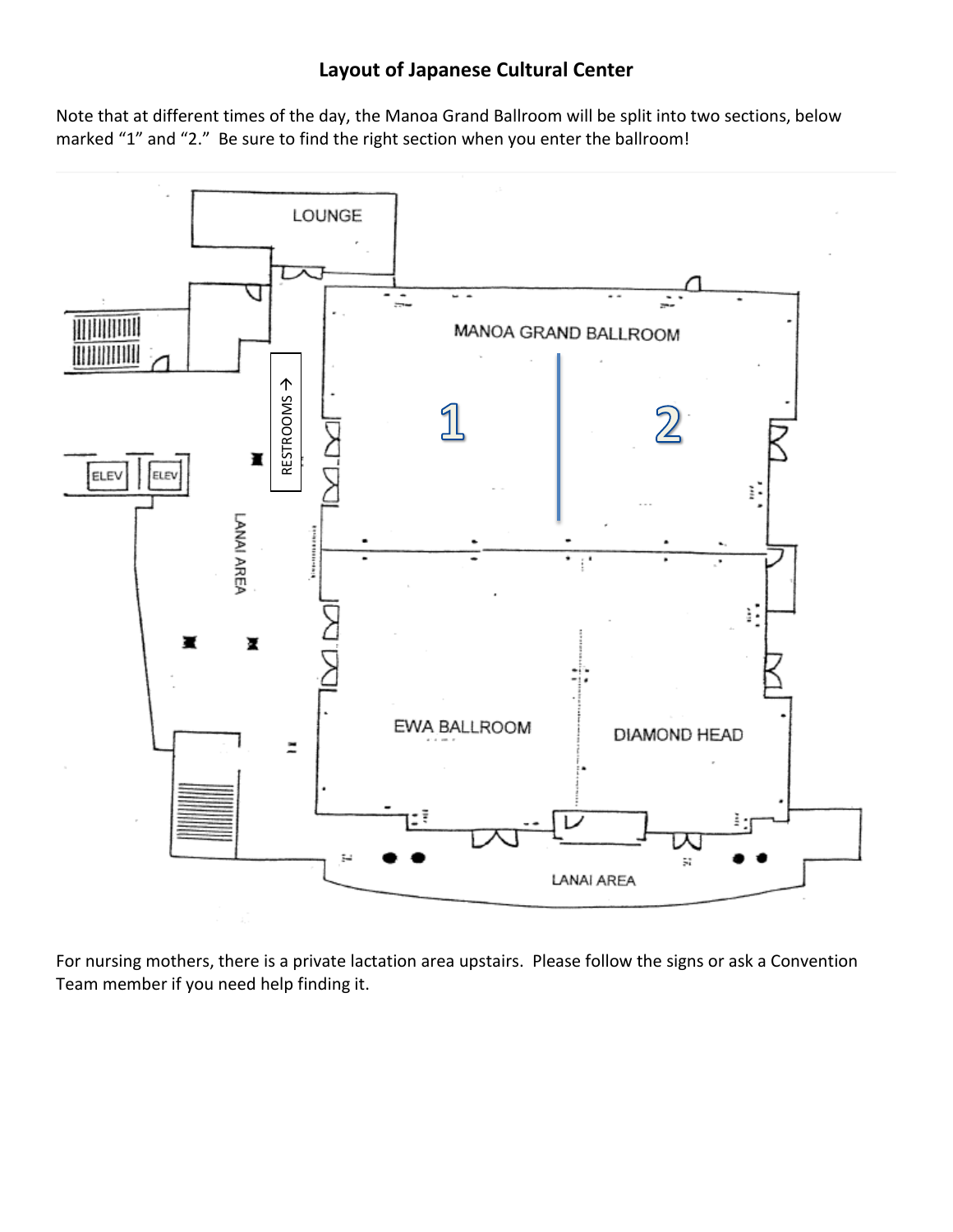**Layout of Japanese Cultural Center**

Note that at different times of the day, the Manoa Grand Ballroom will be split into two sections, below marked "1" and "2." Be sure to find the right section when you enter the ballroom!

LOUNGE

MANOA GRAND BALLROOM

1

2

RESTROOMS →

ELEV

ELEV

LANAI AREA

EWA BALLROOM

DIAMOND HEAD

LANAI AREA

For nursing mothers, there is a private lactation area upstairs. Please follow the signs or ask a Convention Team member if you need help finding it.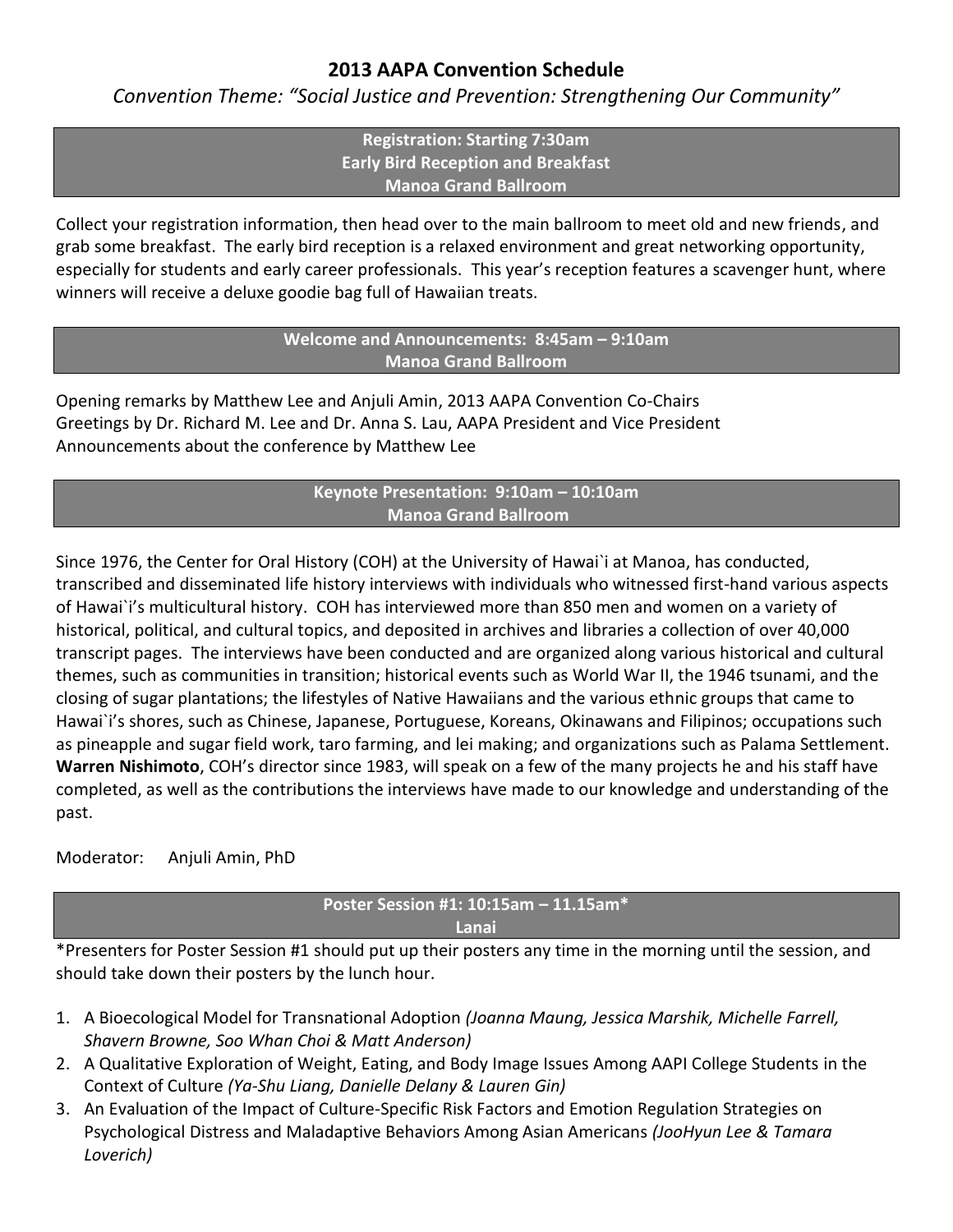# 2013 AAPA Convention Schedule

*Convention Theme: "Social Justice and Prevention: Strengthening Our Community"*

**Registration: Starting 7:30am**
**Early Bird Reception and Breakfast**
**Manoa Grand Ballroom**

Collect your registration information, then head over to the main ballroom to meet old and new friends, and grab some breakfast. The early bird reception is a relaxed environment and great networking opportunity, especially for students and early career professionals. This year's reception features a scavenger hunt, where winners will receive a deluxe goodie bag full of Hawaiian treats.

**Welcome and Announcements: 8:45am – 9:10am**
**Manoa Grand Ballroom**

Opening remarks by Matthew Lee and Anjuli Amin, 2013 AAPA Convention Co-Chairs
Greetings by Dr. Richard M. Lee and Dr. Anna S. Lau, AAPA President and Vice President
Announcements about the conference by Matthew Lee

**Keynote Presentation: 9:10am – 10:10am**
**Manoa Grand Ballroom**

Since 1976, the Center for Oral History (COH) at the University of Hawai`i at Manoa, has conducted, transcribed and disseminated life history interviews with individuals who witnessed first-hand various aspects of Hawai`i's multicultural history. COH has interviewed more than 850 men and women on a variety of historical, political, and cultural topics, and deposited in archives and libraries a collection of over 40,000 transcript pages. The interviews have been conducted and are organized along various historical and cultural themes, such as communities in transition; historical events such as World War II, the 1946 tsunami, and the closing of sugar plantations; the lifestyles of Native Hawaiians and the various ethnic groups that came to Hawai`i's shores, such as Chinese, Japanese, Portuguese, Koreans, Okinawans and Filipinos; occupations such as pineapple and sugar field work, taro farming, and lei making; and organizations such as Palama Settlement. **Warren Nishimoto**, COH's director since 1983, will speak on a few of the many projects he and his staff have completed, as well as the contributions the interviews have made to our knowledge and understanding of the past.

Moderator: Anjuli Amin, PhD

**Poster Session #1: 10:15am – 11.15am***
**Lanai**

*Presenters for Poster Session #1 should put up their posters any time in the morning until the session, and should take down their posters by the lunch hour.

1. A Bioecological Model for Transnational Adoption *(Joanna Maung, Jessica Marshik, Michelle Farrell, Shavern Browne, Soo Whan Choi & Matt Anderson)*
2. A Qualitative Exploration of Weight, Eating, and Body Image Issues Among AAPI College Students in the Context of Culture *(Ya-Shu Liang, Danielle Delany & Lauren Gin)*
3. An Evaluation of the Impact of Culture-Specific Risk Factors and Emotion Regulation Strategies on Psychological Distress and Maladaptive Behaviors Among Asian Americans *(JooHyun Lee & Tamara Loverich)*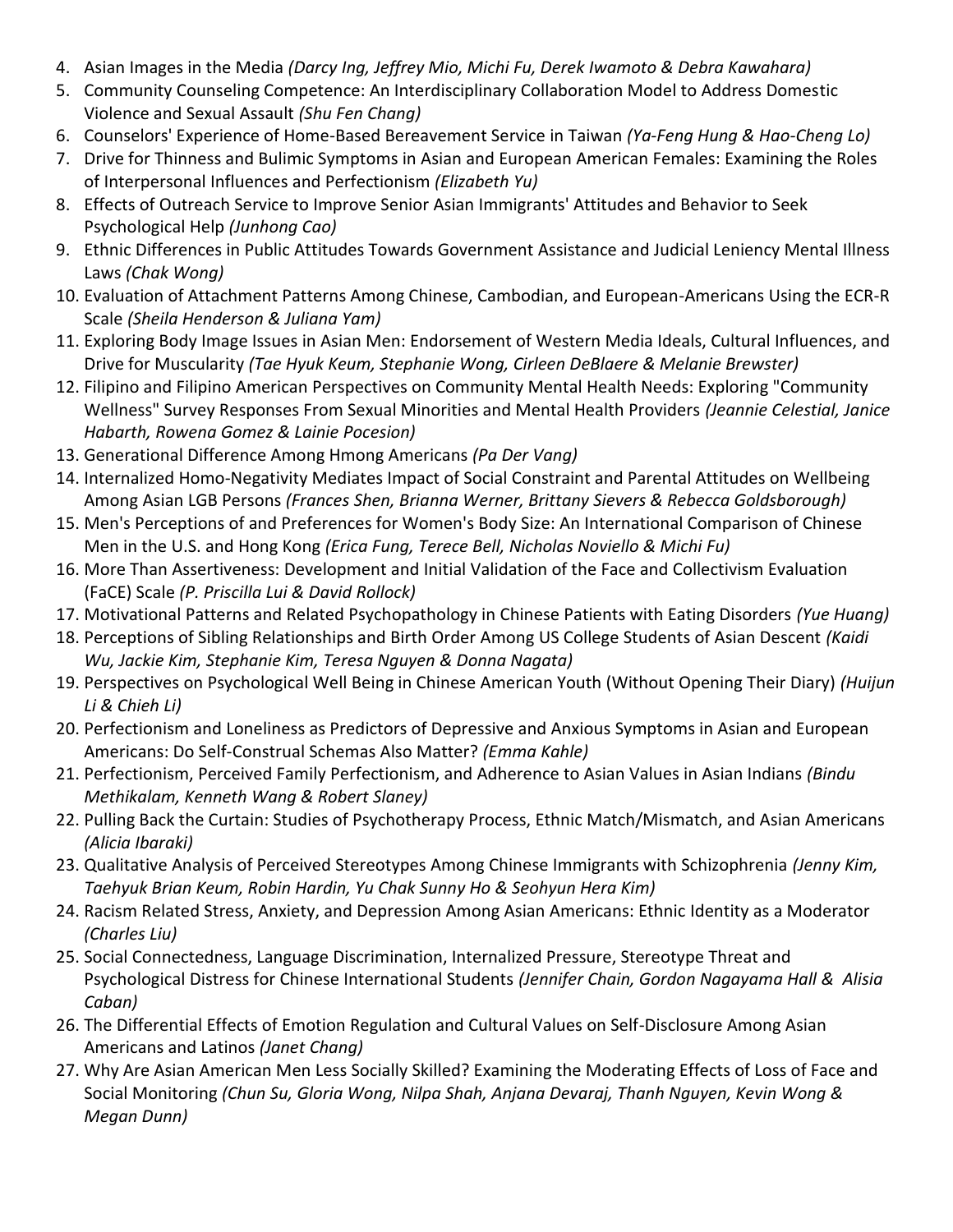4. Asian Images in the Media *(Darcy Ing, Jeffrey Mio, Michi Fu, Derek Iwamoto & Debra Kawahara)*
5. Community Counseling Competence: An Interdisciplinary Collaboration Model to Address Domestic Violence and Sexual Assault *(Shu Fen Chang)*
6. Counselors' Experience of Home-Based Bereavement Service in Taiwan *(Ya-Feng Hung & Hao-Cheng Lo)*
7. Drive for Thinness and Bulimic Symptoms in Asian and European American Females: Examining the Roles of Interpersonal Influences and Perfectionism *(Elizabeth Yu)*
8. Effects of Outreach Service to Improve Senior Asian Immigrants' Attitudes and Behavior to Seek Psychological Help *(Junhong Cao)*
9. Ethnic Differences in Public Attitudes Towards Government Assistance and Judicial Leniency Mental Illness Laws *(Chak Wong)*
10. Evaluation of Attachment Patterns Among Chinese, Cambodian, and European-Americans Using the ECR-R Scale *(Sheila Henderson & Juliana Yam)*
11. Exploring Body Image Issues in Asian Men: Endorsement of Western Media Ideals, Cultural Influences, and Drive for Muscularity *(Tae Hyuk Keum, Stephanie Wong, Cirleen DeBlaere & Melanie Brewster)*
12. Filipino and Filipino American Perspectives on Community Mental Health Needs: Exploring "Community Wellness" Survey Responses From Sexual Minorities and Mental Health Providers *(Jeannie Celestial, Janice Habarth, Rowena Gomez & Lainie Pocesion)*
13. Generational Difference Among Hmong Americans *(Pa Der Vang)*
14. Internalized Homo-Negativity Mediates Impact of Social Constraint and Parental Attitudes on Wellbeing Among Asian LGB Persons *(Frances Shen, Brianna Werner, Brittany Sievers & Rebecca Goldsborough)*
15. Men's Perceptions of and Preferences for Women's Body Size: An International Comparison of Chinese Men in the U.S. and Hong Kong *(Erica Fung, Terece Bell, Nicholas Noviello & Michi Fu)*
16. More Than Assertiveness: Development and Initial Validation of the Face and Collectivism Evaluation (FaCE) Scale *(P. Priscilla Lui & David Rollock)*
17. Motivational Patterns and Related Psychopathology in Chinese Patients with Eating Disorders *(Yue Huang)*
18. Perceptions of Sibling Relationships and Birth Order Among US College Students of Asian Descent *(Kaidi Wu, Jackie Kim, Stephanie Kim, Teresa Nguyen & Donna Nagata)*
19. Perspectives on Psychological Well Being in Chinese American Youth (Without Opening Their Diary) *(Huijun Li & Chieh Li)*
20. Perfectionism and Loneliness as Predictors of Depressive and Anxious Symptoms in Asian and European Americans: Do Self-Construal Schemas Also Matter? *(Emma Kahle)*
21. Perfectionism, Perceived Family Perfectionism, and Adherence to Asian Values in Asian Indians *(Bindu Methikalam, Kenneth Wang & Robert Slaney)*
22. Pulling Back the Curtain: Studies of Psychotherapy Process, Ethnic Match/Mismatch, and Asian Americans *(Alicia Ibaraki)*
23. Qualitative Analysis of Perceived Stereotypes Among Chinese Immigrants with Schizophrenia *(Jenny Kim, Taehyuk Brian Keum, Robin Hardin, Yu Chak Sunny Ho & Seohyun Hera Kim)*
24. Racism Related Stress, Anxiety, and Depression Among Asian Americans: Ethnic Identity as a Moderator *(Charles Liu)*
25. Social Connectedness, Language Discrimination, Internalized Pressure, Stereotype Threat and Psychological Distress for Chinese International Students *(Jennifer Chain, Gordon Nagayama Hall & Alisia Caban)*
26. The Differential Effects of Emotion Regulation and Cultural Values on Self-Disclosure Among Asian Americans and Latinos *(Janet Chang)*
27. Why Are Asian American Men Less Socially Skilled? Examining the Moderating Effects of Loss of Face and Social Monitoring *(Chun Su, Gloria Wong, Nilpa Shah, Anjana Devaraj, Thanh Nguyen, Kevin Wong & Megan Dunn)*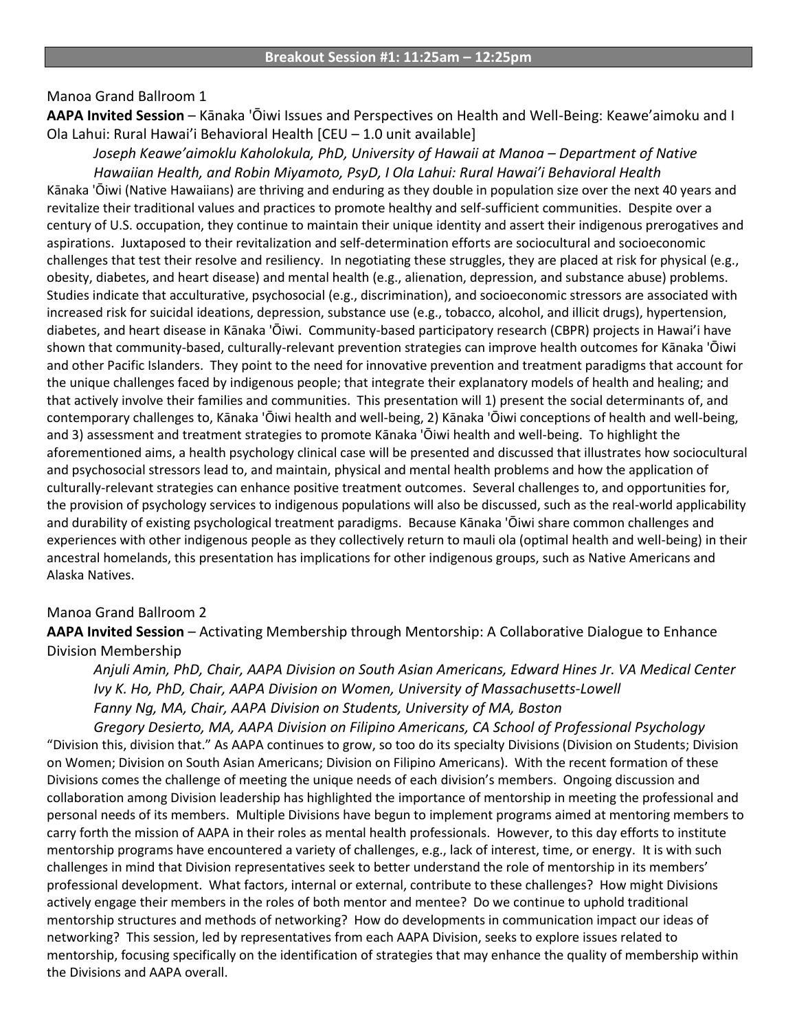## Breakout Session #1: 11:25am – 12:25pm

Manoa Grand Ballroom 1

**AAPA Invited Session** – Kānaka 'Ōiwi Issues and Perspectives on Health and Well-Being: Keawe'aimoku and I Ola Lahui: Rural Hawai'i Behavioral Health [CEU – 1.0 unit available]

*Joseph Keawe'aimoklu Kaholokula, PhD, University of Hawaii at Manoa – Department of Native Hawaiian Health, and Robin Miyamoto, PsyD, I Ola Lahui: Rural Hawai'i Behavioral Health*

Kānaka 'Ōiwi (Native Hawaiians) are thriving and enduring as they double in population size over the next 40 years and revitalize their traditional values and practices to promote healthy and self-sufficient communities. Despite over a century of U.S. occupation, they continue to maintain their unique identity and assert their indigenous prerogatives and aspirations. Juxtaposed to their revitalization and self-determination efforts are sociocultural and socioeconomic challenges that test their resolve and resiliency. In negotiating these struggles, they are placed at risk for physical (e.g., obesity, diabetes, and heart disease) and mental health (e.g., alienation, depression, and substance abuse) problems. Studies indicate that acculturative, psychosocial (e.g., discrimination), and socioeconomic stressors are associated with increased risk for suicidal ideations, depression, substance use (e.g., tobacco, alcohol, and illicit drugs), hypertension, diabetes, and heart disease in Kānaka 'Ōiwi. Community-based participatory research (CBPR) projects in Hawai'i have shown that community-based, culturally-relevant prevention strategies can improve health outcomes for Kānaka 'Ōiwi and other Pacific Islanders. They point to the need for innovative prevention and treatment paradigms that account for the unique challenges faced by indigenous people; that integrate their explanatory models of health and healing; and that actively involve their families and communities. This presentation will 1) present the social determinants of, and contemporary challenges to, Kānaka 'Ōiwi health and well-being, 2) Kānaka 'Ōiwi conceptions of health and well-being, and 3) assessment and treatment strategies to promote Kānaka 'Ōiwi health and well-being. To highlight the aforementioned aims, a health psychology clinical case will be presented and discussed that illustrates how sociocultural and psychosocial stressors lead to, and maintain, physical and mental health problems and how the application of culturally-relevant strategies can enhance positive treatment outcomes. Several challenges to, and opportunities for, the provision of psychology services to indigenous populations will also be discussed, such as the real-world applicability and durability of existing psychological treatment paradigms. Because Kānaka 'Ōiwi share common challenges and experiences with other indigenous people as they collectively return to mauli ola (optimal health and well-being) in their ancestral homelands, this presentation has implications for other indigenous groups, such as Native Americans and Alaska Natives.

Manoa Grand Ballroom 2

**AAPA Invited Session** – Activating Membership through Mentorship: A Collaborative Dialogue to Enhance Division Membership

*Anjuli Amin, PhD, Chair, AAPA Division on South Asian Americans, Edward Hines Jr. VA Medical Center*
*Ivy K. Ho, PhD, Chair, AAPA Division on Women, University of Massachusetts-Lowell*
*Fanny Ng, MA, Chair, AAPA Division on Students, University of MA, Boston*
*Gregory Desierto, MA, AAPA Division on Filipino Americans, CA School of Professional Psychology*

"Division this, division that." As AAPA continues to grow, so too do its specialty Divisions (Division on Students; Division on Women; Division on South Asian Americans; Division on Filipino Americans). With the recent formation of these Divisions comes the challenge of meeting the unique needs of each division's members. Ongoing discussion and collaboration among Division leadership has highlighted the importance of mentorship in meeting the professional and personal needs of its members. Multiple Divisions have begun to implement programs aimed at mentoring members to carry forth the mission of AAPA in their roles as mental health professionals. However, to this day efforts to institute mentorship programs have encountered a variety of challenges, e.g., lack of interest, time, or energy. It is with such challenges in mind that Division representatives seek to better understand the role of mentorship in its members' professional development. What factors, internal or external, contribute to these challenges? How might Divisions actively engage their members in the roles of both mentor and mentee? Do we continue to uphold traditional mentorship structures and methods of networking? How do developments in communication impact our ideas of networking? This session, led by representatives from each AAPA Division, seeks to explore issues related to mentorship, focusing specifically on the identification of strategies that may enhance the quality of membership within the Divisions and AAPA overall.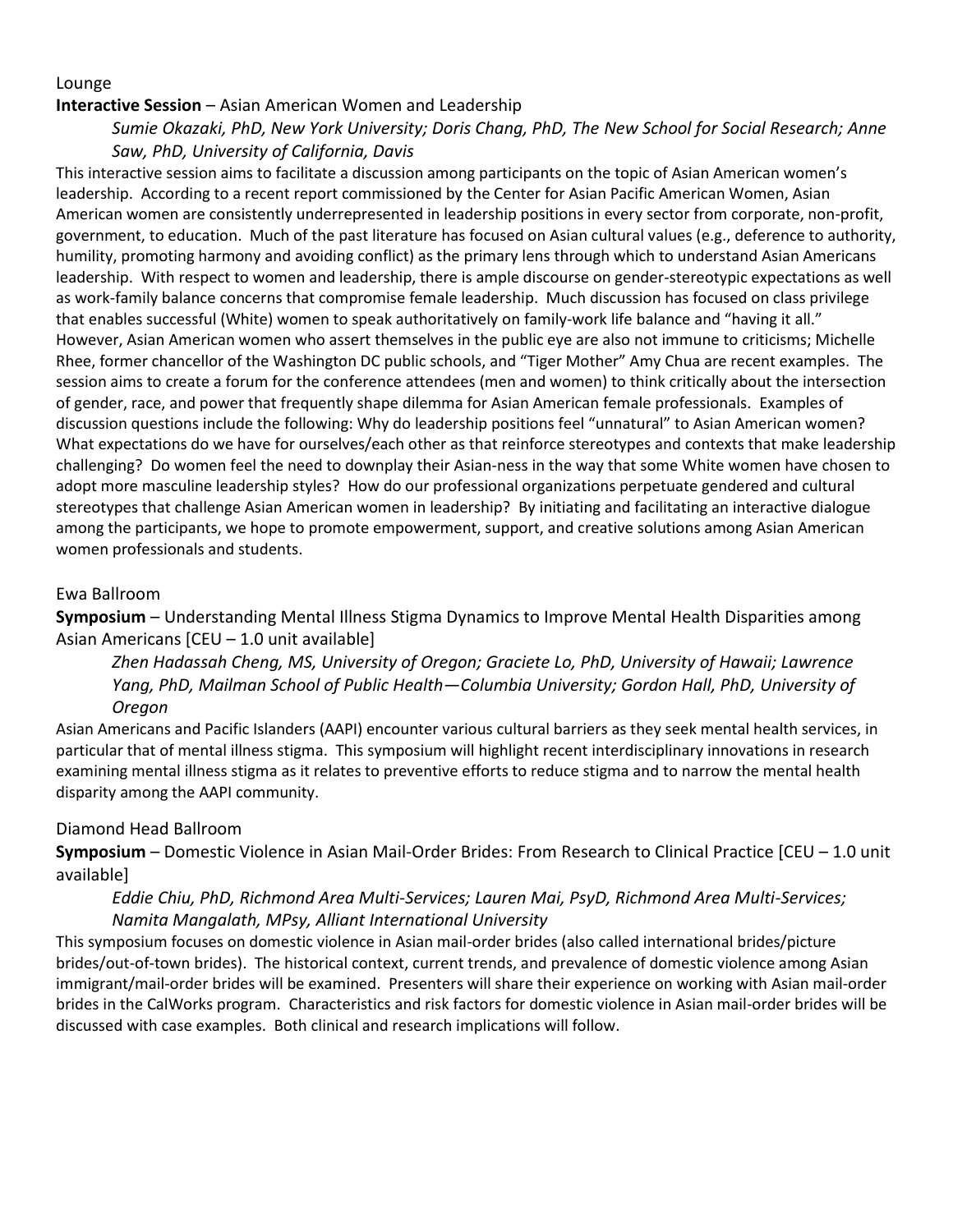Lounge

**Interactive Session** – Asian American Women and Leadership

*Sumie Okazaki, PhD, New York University; Doris Chang, PhD, The New School for Social Research; Anne Saw, PhD, University of California, Davis*

This interactive session aims to facilitate a discussion among participants on the topic of Asian American women's leadership. According to a recent report commissioned by the Center for Asian Pacific American Women, Asian American women are consistently underrepresented in leadership positions in every sector from corporate, non-profit, government, to education. Much of the past literature has focused on Asian cultural values (e.g., deference to authority, humility, promoting harmony and avoiding conflict) as the primary lens through which to understand Asian Americans leadership. With respect to women and leadership, there is ample discourse on gender-stereotypic expectations as well as work-family balance concerns that compromise female leadership. Much discussion has focused on class privilege that enables successful (White) women to speak authoritatively on family-work life balance and "having it all." However, Asian American women who assert themselves in the public eye are also not immune to criticisms; Michelle Rhee, former chancellor of the Washington DC public schools, and "Tiger Mother" Amy Chua are recent examples. The session aims to create a forum for the conference attendees (men and women) to think critically about the intersection of gender, race, and power that frequently shape dilemma for Asian American female professionals. Examples of discussion questions include the following: Why do leadership positions feel "unnatural" to Asian American women? What expectations do we have for ourselves/each other as that reinforce stereotypes and contexts that make leadership challenging? Do women feel the need to downplay their Asian-ness in the way that some White women have chosen to adopt more masculine leadership styles? How do our professional organizations perpetuate gendered and cultural stereotypes that challenge Asian American women in leadership? By initiating and facilitating an interactive dialogue among the participants, we hope to promote empowerment, support, and creative solutions among Asian American women professionals and students.

Ewa Ballroom

**Symposium** – Understanding Mental Illness Stigma Dynamics to Improve Mental Health Disparities among Asian Americans [CEU – 1.0 unit available]

*Zhen Hadassah Cheng, MS, University of Oregon; Graciete Lo, PhD, University of Hawaii; Lawrence Yang, PhD, Mailman School of Public Health—Columbia University; Gordon Hall, PhD, University of Oregon*

Asian Americans and Pacific Islanders (AAPI) encounter various cultural barriers as they seek mental health services, in particular that of mental illness stigma. This symposium will highlight recent interdisciplinary innovations in research examining mental illness stigma as it relates to preventive efforts to reduce stigma and to narrow the mental health disparity among the AAPI community.

Diamond Head Ballroom

**Symposium** – Domestic Violence in Asian Mail-Order Brides: From Research to Clinical Practice [CEU – 1.0 unit available]

*Eddie Chiu, PhD, Richmond Area Multi-Services; Lauren Mai, PsyD, Richmond Area Multi-Services; Namita Mangalath, MPsy, Alliant International University*

This symposium focuses on domestic violence in Asian mail-order brides (also called international brides/picture brides/out-of-town brides). The historical context, current trends, and prevalence of domestic violence among Asian immigrant/mail-order brides will be examined. Presenters will share their experience on working with Asian mail-order brides in the CalWorks program. Characteristics and risk factors for domestic violence in Asian mail-order brides will be discussed with case examples. Both clinical and research implications will follow.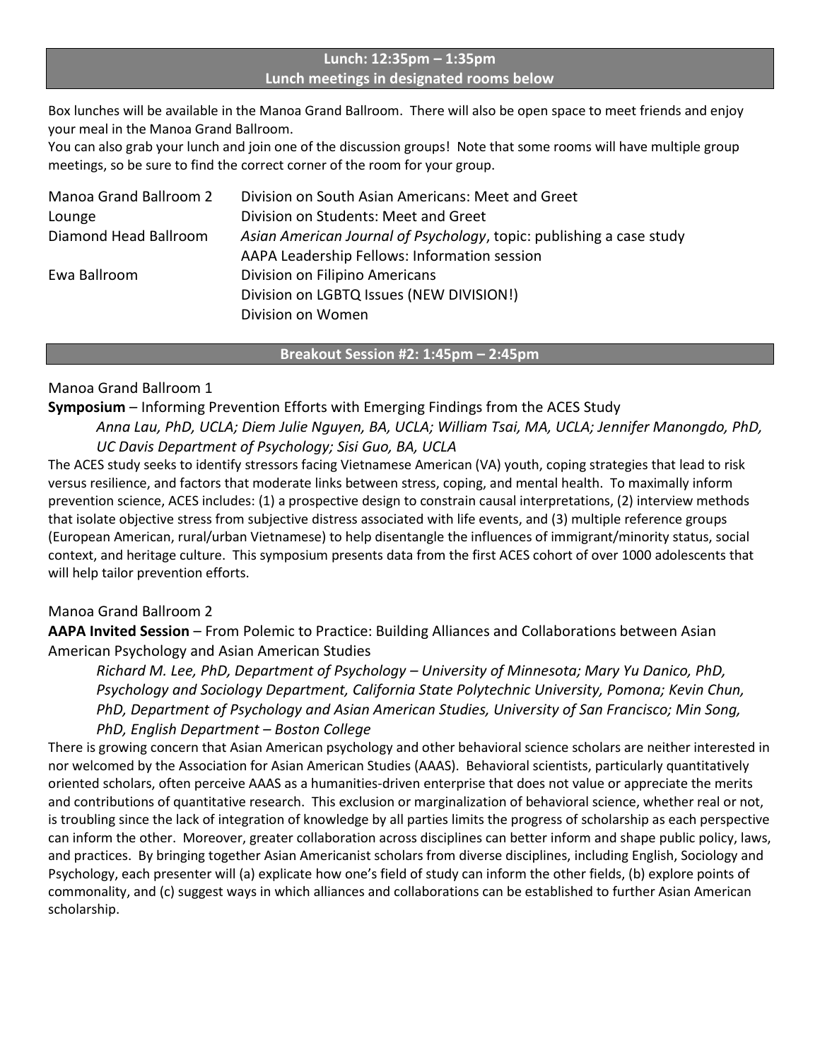## Lunch: 12:35pm – 1:35pm
## Lunch meetings in designated rooms below

Box lunches will be available in the Manoa Grand Ballroom. There will also be open space to meet friends and enjoy your meal in the Manoa Grand Ballroom.

You can also grab your lunch and join one of the discussion groups! Note that some rooms will have multiple group meetings, so be sure to find the correct corner of the room for your group.

| | |
|---|---|
| Manoa Grand Ballroom 2 | Division on South Asian Americans: Meet and Greet |
| Lounge | Division on Students: Meet and Greet |
| Diamond Head Ballroom | *Asian American Journal of Psychology*, topic: publishing a case study |
| | AAPA Leadership Fellows: Information session |
| Ewa Ballroom | Division on Filipino Americans |
| | Division on LGBTQ Issues (NEW DIVISION!) |
| | Division on Women |

## Breakout Session #2: 1:45pm – 2:45pm

### Manoa Grand Ballroom 1

**Symposium** – Informing Prevention Efforts with Emerging Findings from the ACES Study

*Anna Lau, PhD, UCLA; Diem Julie Nguyen, BA, UCLA; William Tsai, MA, UCLA; Jennifer Manongdo, PhD, UC Davis Department of Psychology; Sisi Guo, BA, UCLA*

The ACES study seeks to identify stressors facing Vietnamese American (VA) youth, coping strategies that lead to risk versus resilience, and factors that moderate links between stress, coping, and mental health. To maximally inform prevention science, ACES includes: (1) a prospective design to constrain causal interpretations, (2) interview methods that isolate objective stress from subjective distress associated with life events, and (3) multiple reference groups (European American, rural/urban Vietnamese) to help disentangle the influences of immigrant/minority status, social context, and heritage culture. This symposium presents data from the first ACES cohort of over 1000 adolescents that will help tailor prevention efforts.

### Manoa Grand Ballroom 2

**AAPA Invited Session** – From Polemic to Practice: Building Alliances and Collaborations between Asian American Psychology and Asian American Studies

*Richard M. Lee, PhD, Department of Psychology – University of Minnesota; Mary Yu Danico, PhD, Psychology and Sociology Department, California State Polytechnic University, Pomona; Kevin Chun, PhD, Department of Psychology and Asian American Studies, University of San Francisco; Min Song, PhD, English Department – Boston College*

There is growing concern that Asian American psychology and other behavioral science scholars are neither interested in nor welcomed by the Association for Asian American Studies (AAAS). Behavioral scientists, particularly quantitatively oriented scholars, often perceive AAAS as a humanities-driven enterprise that does not value or appreciate the merits and contributions of quantitative research. This exclusion or marginalization of behavioral science, whether real or not, is troubling since the lack of integration of knowledge by all parties limits the progress of scholarship as each perspective can inform the other. Moreover, greater collaboration across disciplines can better inform and shape public policy, laws, and practices. By bringing together Asian Americanist scholars from diverse disciplines, including English, Sociology and Psychology, each presenter will (a) explicate how one's field of study can inform the other fields, (b) explore points of commonality, and (c) suggest ways in which alliances and collaborations can be established to further Asian American scholarship.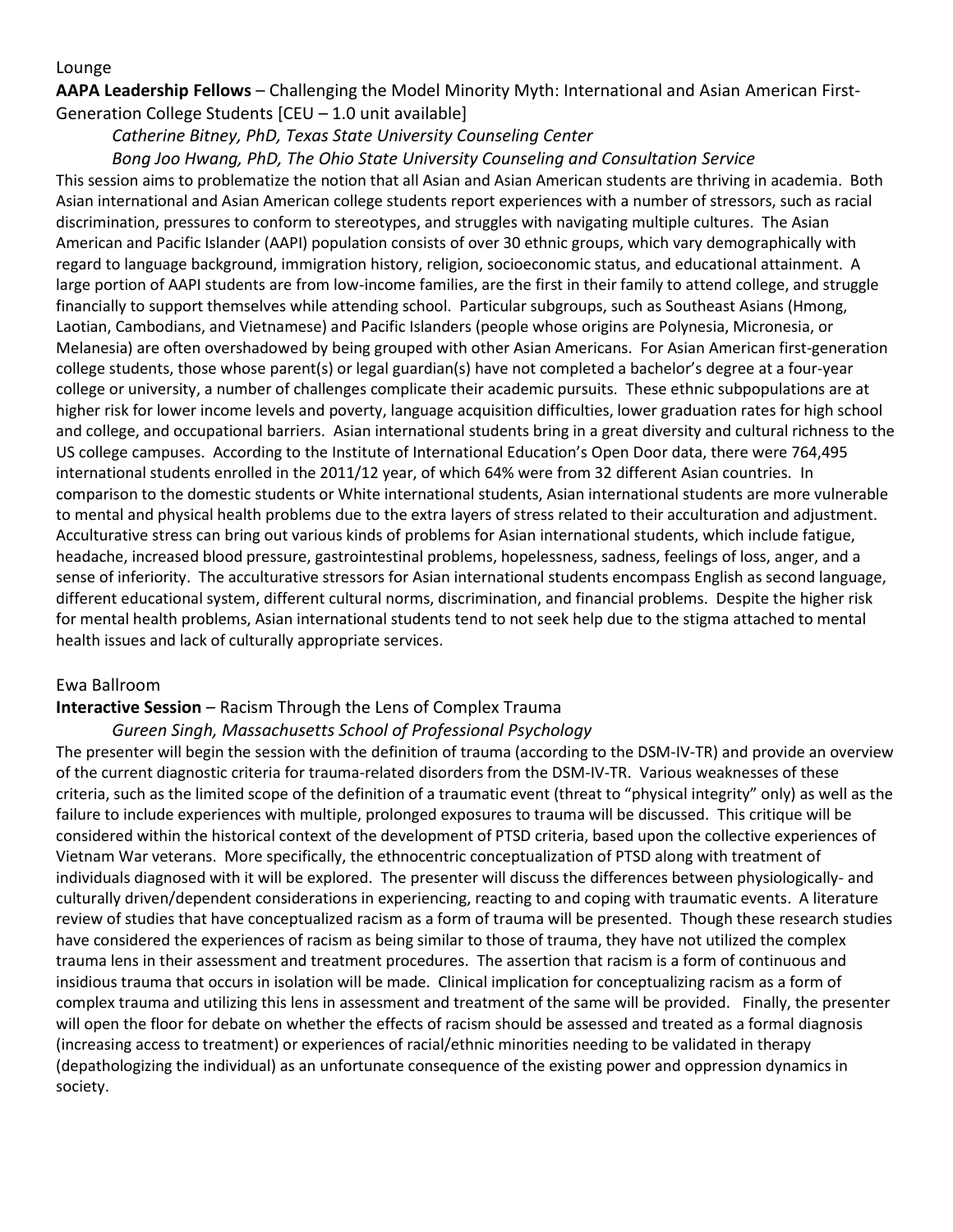Lounge

**AAPA Leadership Fellows** – Challenging the Model Minority Myth: International and Asian American First-Generation College Students [CEU – 1.0 unit available]

*Catherine Bitney, PhD, Texas State University Counseling Center*

*Bong Joo Hwang, PhD, The Ohio State University Counseling and Consultation Service*

This session aims to problematize the notion that all Asian and Asian American students are thriving in academia. Both Asian international and Asian American college students report experiences with a number of stressors, such as racial discrimination, pressures to conform to stereotypes, and struggles with navigating multiple cultures. The Asian American and Pacific Islander (AAPI) population consists of over 30 ethnic groups, which vary demographically with regard to language background, immigration history, religion, socioeconomic status, and educational attainment. A large portion of AAPI students are from low-income families, are the first in their family to attend college, and struggle financially to support themselves while attending school. Particular subgroups, such as Southeast Asians (Hmong, Laotian, Cambodians, and Vietnamese) and Pacific Islanders (people whose origins are Polynesia, Micronesia, or Melanesia) are often overshadowed by being grouped with other Asian Americans. For Asian American first-generation college students, those whose parent(s) or legal guardian(s) have not completed a bachelor's degree at a four-year college or university, a number of challenges complicate their academic pursuits. These ethnic subpopulations are at higher risk for lower income levels and poverty, language acquisition difficulties, lower graduation rates for high school and college, and occupational barriers. Asian international students bring in a great diversity and cultural richness to the US college campuses. According to the Institute of International Education's Open Door data, there were 764,495 international students enrolled in the 2011/12 year, of which 64% were from 32 different Asian countries. In comparison to the domestic students or White international students, Asian international students are more vulnerable to mental and physical health problems due to the extra layers of stress related to their acculturation and adjustment. Acculturative stress can bring out various kinds of problems for Asian international students, which include fatigue, headache, increased blood pressure, gastrointestinal problems, hopelessness, sadness, feelings of loss, anger, and a sense of inferiority. The acculturative stressors for Asian international students encompass English as second language, different educational system, different cultural norms, discrimination, and financial problems. Despite the higher risk for mental health problems, Asian international students tend to not seek help due to the stigma attached to mental health issues and lack of culturally appropriate services.

Ewa Ballroom

**Interactive Session** – Racism Through the Lens of Complex Trauma

*Gureen Singh, Massachusetts School of Professional Psychology*

The presenter will begin the session with the definition of trauma (according to the DSM-IV-TR) and provide an overview of the current diagnostic criteria for trauma-related disorders from the DSM-IV-TR. Various weaknesses of these criteria, such as the limited scope of the definition of a traumatic event (threat to "physical integrity" only) as well as the failure to include experiences with multiple, prolonged exposures to trauma will be discussed. This critique will be considered within the historical context of the development of PTSD criteria, based upon the collective experiences of Vietnam War veterans. More specifically, the ethnocentric conceptualization of PTSD along with treatment of individuals diagnosed with it will be explored. The presenter will discuss the differences between physiologically- and culturally driven/dependent considerations in experiencing, reacting to and coping with traumatic events. A literature review of studies that have conceptualized racism as a form of trauma will be presented. Though these research studies have considered the experiences of racism as being similar to those of trauma, they have not utilized the complex trauma lens in their assessment and treatment procedures. The assertion that racism is a form of continuous and insidious trauma that occurs in isolation will be made. Clinical implication for conceptualizing racism as a form of complex trauma and utilizing this lens in assessment and treatment of the same will be provided. Finally, the presenter will open the floor for debate on whether the effects of racism should be assessed and treated as a formal diagnosis (increasing access to treatment) or experiences of racial/ethnic minorities needing to be validated in therapy (depathologizing the individual) as an unfortunate consequence of the existing power and oppression dynamics in society.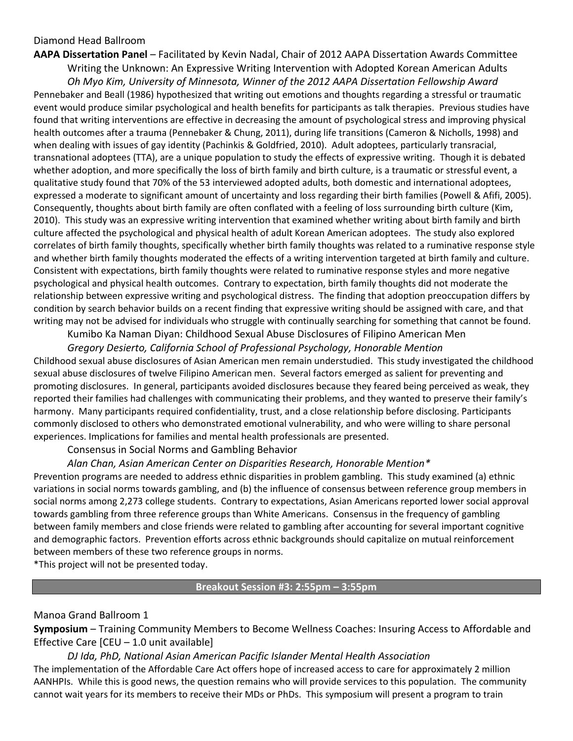Diamond Head Ballroom

**AAPA Dissertation Panel** – Facilitated by Kevin Nadal, Chair of 2012 AAPA Dissertation Awards Committee

Writing the Unknown: An Expressive Writing Intervention with Adopted Korean American Adults

*Oh Myo Kim, University of Minnesota, Winner of the 2012 AAPA Dissertation Fellowship Award*

Pennebaker and Beall (1986) hypothesized that writing out emotions and thoughts regarding a stressful or traumatic event would produce similar psychological and health benefits for participants as talk therapies. Previous studies have found that writing interventions are effective in decreasing the amount of psychological stress and improving physical health outcomes after a trauma (Pennebaker & Chung, 2011), during life transitions (Cameron & Nicholls, 1998) and when dealing with issues of gay identity (Pachinkis & Goldfried, 2010). Adult adoptees, particularly transracial, transnational adoptees (TTA), are a unique population to study the effects of expressive writing. Though it is debated whether adoption, and more specifically the loss of birth family and birth culture, is a traumatic or stressful event, a qualitative study found that 70% of the 53 interviewed adopted adults, both domestic and international adoptees, expressed a moderate to significant amount of uncertainty and loss regarding their birth families (Powell & Afifi, 2005). Consequently, thoughts about birth family are often conflated with a feeling of loss surrounding birth culture (Kim, 2010). This study was an expressive writing intervention that examined whether writing about birth family and birth culture affected the psychological and physical health of adult Korean American adoptees. The study also explored correlates of birth family thoughts, specifically whether birth family thoughts was related to a ruminative response style and whether birth family thoughts moderated the effects of a writing intervention targeted at birth family and culture. Consistent with expectations, birth family thoughts were related to ruminative response styles and more negative psychological and physical health outcomes. Contrary to expectation, birth family thoughts did not moderate the relationship between expressive writing and psychological distress. The finding that adoption preoccupation differs by condition by search behavior builds on a recent finding that expressive writing should be assigned with care, and that writing may not be advised for individuals who struggle with continually searching for something that cannot be found.

Kumibo Ka Naman Diyan: Childhood Sexual Abuse Disclosures of Filipino American Men

*Gregory Desierto, California School of Professional Psychology, Honorable Mention*

Childhood sexual abuse disclosures of Asian American men remain understudied. This study investigated the childhood sexual abuse disclosures of twelve Filipino American men. Several factors emerged as salient for preventing and promoting disclosures. In general, participants avoided disclosures because they feared being perceived as weak, they reported their families had challenges with communicating their problems, and they wanted to preserve their family's harmony. Many participants required confidentiality, trust, and a close relationship before disclosing. Participants commonly disclosed to others who demonstrated emotional vulnerability, and who were willing to share personal experiences. Implications for families and mental health professionals are presented.

Consensus in Social Norms and Gambling Behavior

*Alan Chan, Asian American Center on Disparities Research, Honorable Mention**

Prevention programs are needed to address ethnic disparities in problem gambling. This study examined (a) ethnic variations in social norms towards gambling, and (b) the influence of consensus between reference group members in social norms among 2,273 college students. Contrary to expectations, Asian Americans reported lower social approval towards gambling from three reference groups than White Americans. Consensus in the frequency of gambling between family members and close friends were related to gambling after accounting for several important cognitive and demographic factors. Prevention efforts across ethnic backgrounds should capitalize on mutual reinforcement between members of these two reference groups in norms.

*This project will not be presented today.

## Breakout Session #3: 2:55pm – 3:55pm

Manoa Grand Ballroom 1

**Symposium** – Training Community Members to Become Wellness Coaches: Insuring Access to Affordable and Effective Care [CEU – 1.0 unit available]

*DJ Ida, PhD, National Asian American Pacific Islander Mental Health Association*

The implementation of the Affordable Care Act offers hope of increased access to care for approximately 2 million AANHPIs. While this is good news, the question remains who will provide services to this population. The community cannot wait years for its members to receive their MDs or PhDs. This symposium will present a program to train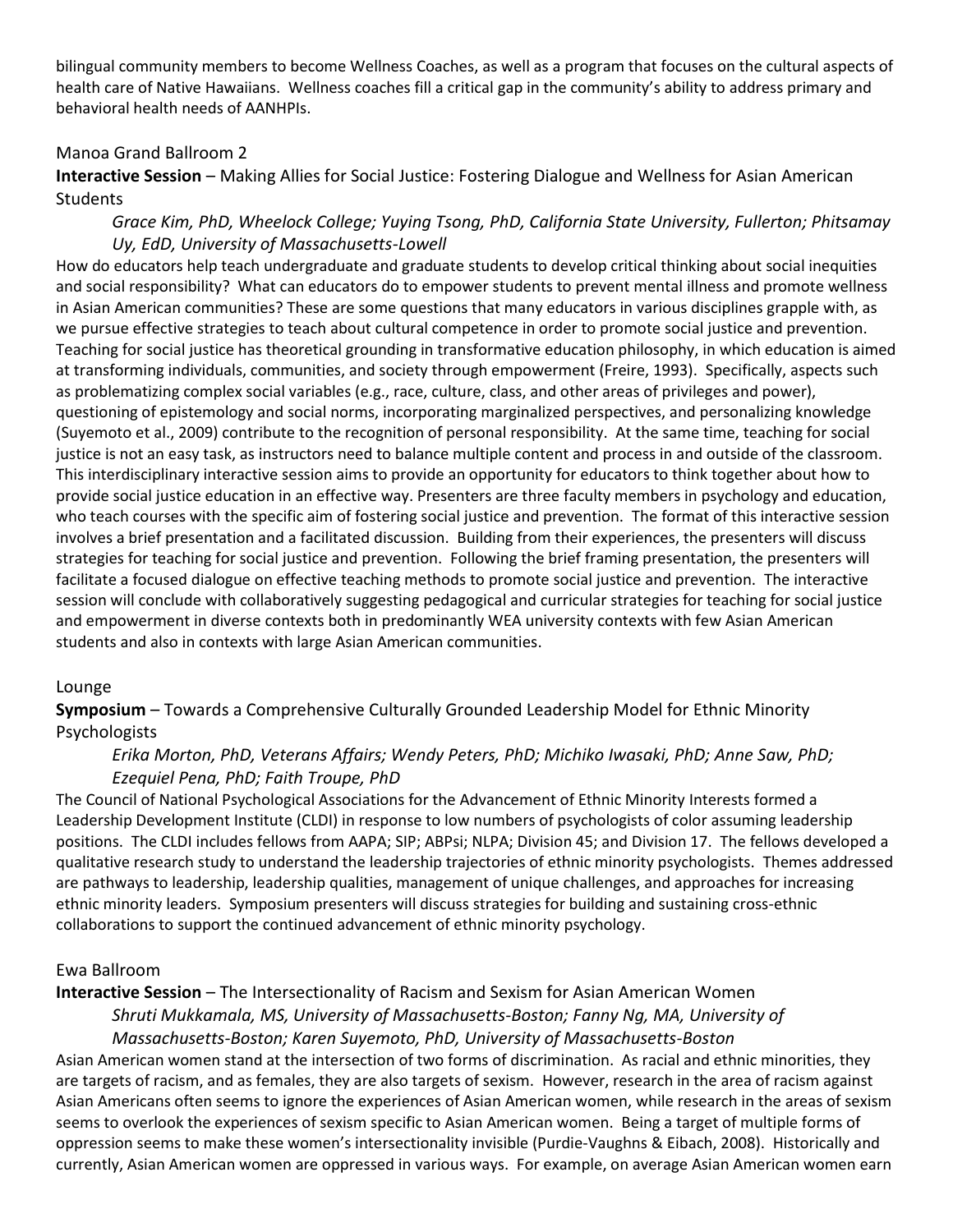bilingual community members to become Wellness Coaches, as well as a program that focuses on the cultural aspects of health care of Native Hawaiians. Wellness coaches fill a critical gap in the community's ability to address primary and behavioral health needs of AANHPIs.

Manoa Grand Ballroom 2

**Interactive Session** – Making Allies for Social Justice: Fostering Dialogue and Wellness for Asian American Students

*Grace Kim, PhD, Wheelock College; Yuying Tsong, PhD, California State University, Fullerton; Phitsamay Uy, EdD, University of Massachusetts-Lowell*

How do educators help teach undergraduate and graduate students to develop critical thinking about social inequities and social responsibility? What can educators do to empower students to prevent mental illness and promote wellness in Asian American communities? These are some questions that many educators in various disciplines grapple with, as we pursue effective strategies to teach about cultural competence in order to promote social justice and prevention. Teaching for social justice has theoretical grounding in transformative education philosophy, in which education is aimed at transforming individuals, communities, and society through empowerment (Freire, 1993). Specifically, aspects such as problematizing complex social variables (e.g., race, culture, class, and other areas of privileges and power), questioning of epistemology and social norms, incorporating marginalized perspectives, and personalizing knowledge (Suyemoto et al., 2009) contribute to the recognition of personal responsibility. At the same time, teaching for social justice is not an easy task, as instructors need to balance multiple content and process in and outside of the classroom. This interdisciplinary interactive session aims to provide an opportunity for educators to think together about how to provide social justice education in an effective way. Presenters are three faculty members in psychology and education, who teach courses with the specific aim of fostering social justice and prevention. The format of this interactive session involves a brief presentation and a facilitated discussion. Building from their experiences, the presenters will discuss strategies for teaching for social justice and prevention. Following the brief framing presentation, the presenters will facilitate a focused dialogue on effective teaching methods to promote social justice and prevention. The interactive session will conclude with collaboratively suggesting pedagogical and curricular strategies for teaching for social justice and empowerment in diverse contexts both in predominantly WEA university contexts with few Asian American students and also in contexts with large Asian American communities.

Lounge

**Symposium** – Towards a Comprehensive Culturally Grounded Leadership Model for Ethnic Minority Psychologists

*Erika Morton, PhD, Veterans Affairs; Wendy Peters, PhD; Michiko Iwasaki, PhD; Anne Saw, PhD; Ezequiel Pena, PhD; Faith Troupe, PhD*

The Council of National Psychological Associations for the Advancement of Ethnic Minority Interests formed a Leadership Development Institute (CLDI) in response to low numbers of psychologists of color assuming leadership positions. The CLDI includes fellows from AAPA; SIP; ABPsi; NLPA; Division 45; and Division 17. The fellows developed a qualitative research study to understand the leadership trajectories of ethnic minority psychologists. Themes addressed are pathways to leadership, leadership qualities, management of unique challenges, and approaches for increasing ethnic minority leaders. Symposium presenters will discuss strategies for building and sustaining cross-ethnic collaborations to support the continued advancement of ethnic minority psychology.

Ewa Ballroom

**Interactive Session** – The Intersectionality of Racism and Sexism for Asian American Women

*Shruti Mukkamala, MS, University of Massachusetts-Boston; Fanny Ng, MA, University of Massachusetts-Boston; Karen Suyemoto, PhD, University of Massachusetts-Boston*

Asian American women stand at the intersection of two forms of discrimination. As racial and ethnic minorities, they are targets of racism, and as females, they are also targets of sexism. However, research in the area of racism against Asian Americans often seems to ignore the experiences of Asian American women, while research in the areas of sexism seems to overlook the experiences of sexism specific to Asian American women. Being a target of multiple forms of oppression seems to make these women's intersectionality invisible (Purdie-Vaughns & Eibach, 2008). Historically and currently, Asian American women are oppressed in various ways. For example, on average Asian American women earn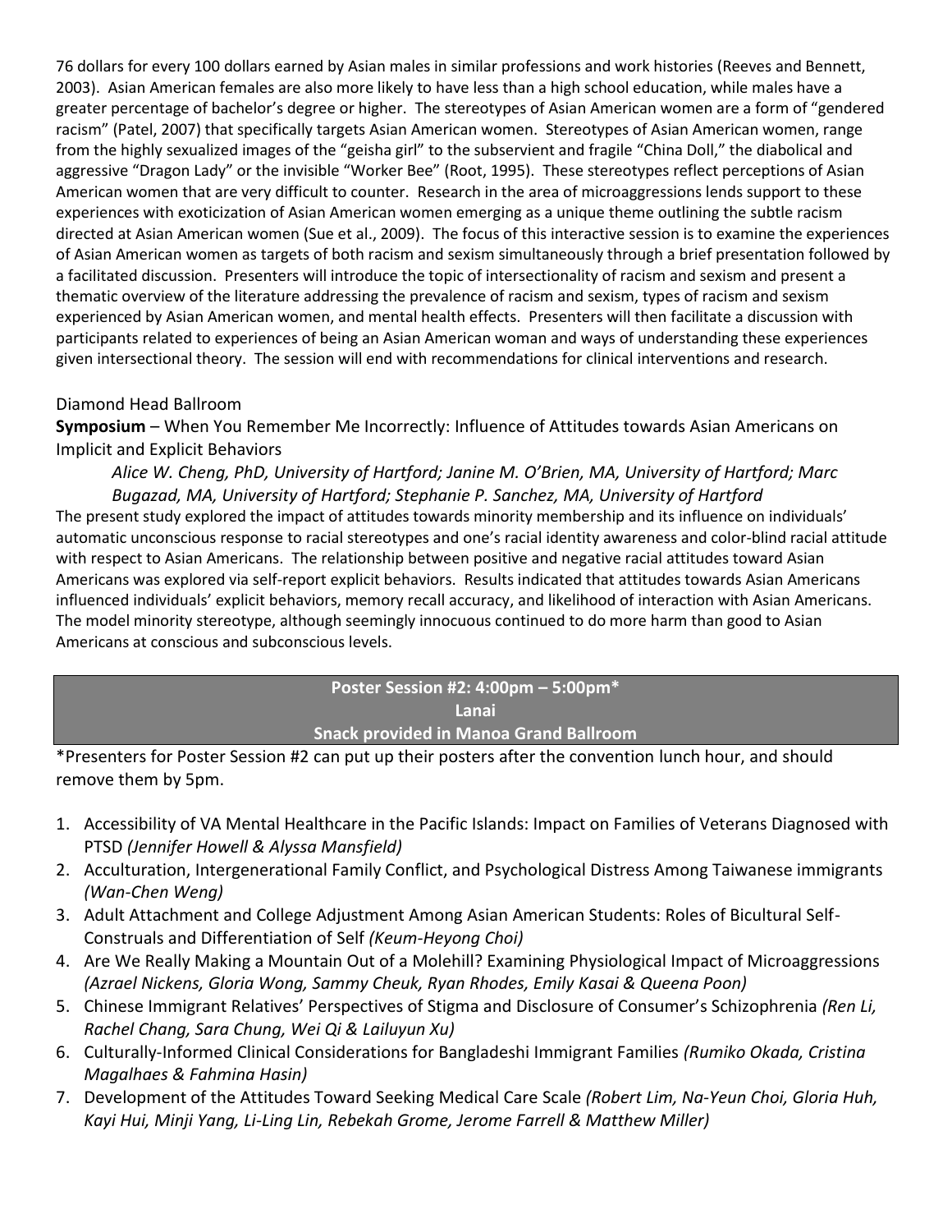76 dollars for every 100 dollars earned by Asian males in similar professions and work histories (Reeves and Bennett, 2003). Asian American females are also more likely to have less than a high school education, while males have a greater percentage of bachelor's degree or higher. The stereotypes of Asian American women are a form of "gendered racism" (Patel, 2007) that specifically targets Asian American women. Stereotypes of Asian American women, range from the highly sexualized images of the "geisha girl" to the subservient and fragile "China Doll," the diabolical and aggressive "Dragon Lady" or the invisible "Worker Bee" (Root, 1995). These stereotypes reflect perceptions of Asian American women that are very difficult to counter. Research in the area of microaggressions lends support to these experiences with exoticization of Asian American women emerging as a unique theme outlining the subtle racism directed at Asian American women (Sue et al., 2009). The focus of this interactive session is to examine the experiences of Asian American women as targets of both racism and sexism simultaneously through a brief presentation followed by a facilitated discussion. Presenters will introduce the topic of intersectionality of racism and sexism and present a thematic overview of the literature addressing the prevalence of racism and sexism, types of racism and sexism experienced by Asian American women, and mental health effects. Presenters will then facilitate a discussion with participants related to experiences of being an Asian American woman and ways of understanding these experiences given intersectional theory. The session will end with recommendations for clinical interventions and research.

Diamond Head Ballroom

**Symposium** – When You Remember Me Incorrectly: Influence of Attitudes towards Asian Americans on Implicit and Explicit Behaviors

*Alice W. Cheng, PhD, University of Hartford; Janine M. O'Brien, MA, University of Hartford; Marc Bugazad, MA, University of Hartford; Stephanie P. Sanchez, MA, University of Hartford*

The present study explored the impact of attitudes towards minority membership and its influence on individuals' automatic unconscious response to racial stereotypes and one's racial identity awareness and color-blind racial attitude with respect to Asian Americans. The relationship between positive and negative racial attitudes toward Asian Americans was explored via self-report explicit behaviors. Results indicated that attitudes towards Asian Americans influenced individuals' explicit behaviors, memory recall accuracy, and likelihood of interaction with Asian Americans. The model minority stereotype, although seemingly innocuous continued to do more harm than good to Asian Americans at conscious and subconscious levels.

**Poster Session #2: 4:00pm – 5:00pm***
**Lanai**
**Snack provided in Manoa Grand Ballroom**

*Presenters for Poster Session #2 can put up their posters after the convention lunch hour, and should remove them by 5pm.

1. Accessibility of VA Mental Healthcare in the Pacific Islands: Impact on Families of Veterans Diagnosed with PTSD *(Jennifer Howell & Alyssa Mansfield)*
2. Acculturation, Intergenerational Family Conflict, and Psychological Distress Among Taiwanese immigrants *(Wan-Chen Weng)*
3. Adult Attachment and College Adjustment Among Asian American Students: Roles of Bicultural Self-Construals and Differentiation of Self *(Keum-Heyong Choi)*
4. Are We Really Making a Mountain Out of a Molehill? Examining Physiological Impact of Microaggressions *(Azrael Nickens, Gloria Wong, Sammy Cheuk, Ryan Rhodes, Emily Kasai & Queena Poon)*
5. Chinese Immigrant Relatives' Perspectives of Stigma and Disclosure of Consumer's Schizophrenia *(Ren Li, Rachel Chang, Sara Chung, Wei Qi & Lailuyun Xu)*
6. Culturally-Informed Clinical Considerations for Bangladeshi Immigrant Families *(Rumiko Okada, Cristina Magalhaes & Fahmina Hasin)*
7. Development of the Attitudes Toward Seeking Medical Care Scale *(Robert Lim, Na-Yeun Choi, Gloria Huh, Kayi Hui, Minji Yang, Li-Ling Lin, Rebekah Grome, Jerome Farrell & Matthew Miller)*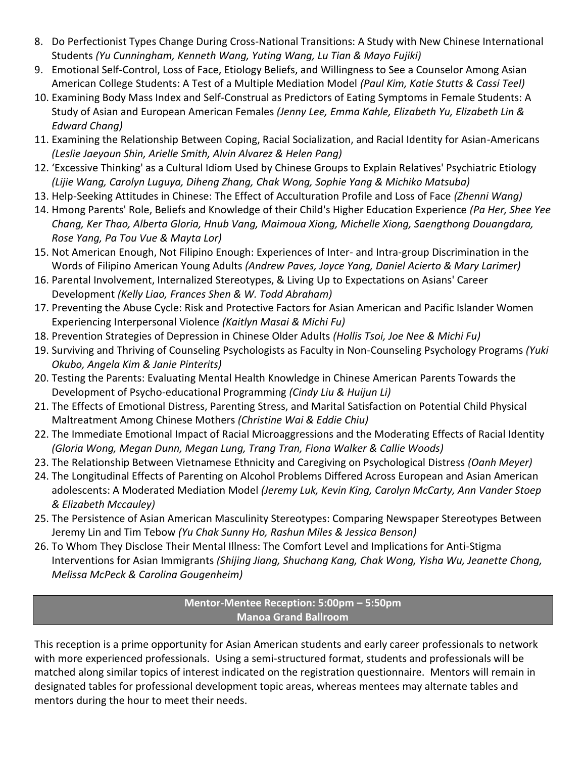8. Do Perfectionist Types Change During Cross-National Transitions: A Study with New Chinese International Students *(Yu Cunningham, Kenneth Wang, Yuting Wang, Lu Tian & Mayo Fujiki)*
9. Emotional Self-Control, Loss of Face, Etiology Beliefs, and Willingness to See a Counselor Among Asian American College Students: A Test of a Multiple Mediation Model *(Paul Kim, Katie Stutts & Cassi Teel)*
10. Examining Body Mass Index and Self-Construal as Predictors of Eating Symptoms in Female Students: A Study of Asian and European American Females *(Jenny Lee, Emma Kahle, Elizabeth Yu, Elizabeth Lin & Edward Chang)*
11. Examining the Relationship Between Coping, Racial Socialization, and Racial Identity for Asian-Americans *(Leslie Jaeyoun Shin, Arielle Smith, Alvin Alvarez & Helen Pang)*
12. 'Excessive Thinking' as a Cultural Idiom Used by Chinese Groups to Explain Relatives' Psychiatric Etiology *(Lijie Wang, Carolyn Luguya, Diheng Zhang, Chak Wong, Sophie Yang & Michiko Matsuba)*
13. Help-Seeking Attitudes in Chinese: The Effect of Acculturation Profile and Loss of Face *(Zhenni Wang)*
14. Hmong Parents' Role, Beliefs and Knowledge of their Child's Higher Education Experience *(Pa Her, Shee Yee Chang, Ker Thao, Alberta Gloria, Hnub Vang, Maimoua Xiong, Michelle Xiong, Saengthong Douangdara, Rose Yang, Pa Tou Vue & Mayta Lor)*
15. Not American Enough, Not Filipino Enough: Experiences of Inter- and Intra-group Discrimination in the Words of Filipino American Young Adults *(Andrew Paves, Joyce Yang, Daniel Acierto & Mary Larimer)*
16. Parental Involvement, Internalized Stereotypes, & Living Up to Expectations on Asians' Career Development *(Kelly Liao, Frances Shen & W. Todd Abraham)*
17. Preventing the Abuse Cycle: Risk and Protective Factors for Asian American and Pacific Islander Women Experiencing Interpersonal Violence *(Kaitlyn Masai & Michi Fu)*
18. Prevention Strategies of Depression in Chinese Older Adults *(Hollis Tsoi, Joe Nee & Michi Fu)*
19. Surviving and Thriving of Counseling Psychologists as Faculty in Non-Counseling Psychology Programs *(Yuki Okubo, Angela Kim & Janie Pinterits)*
20. Testing the Parents: Evaluating Mental Health Knowledge in Chinese American Parents Towards the Development of Psycho-educational Programming *(Cindy Liu & Huijun Li)*
21. The Effects of Emotional Distress, Parenting Stress, and Marital Satisfaction on Potential Child Physical Maltreatment Among Chinese Mothers *(Christine Wai & Eddie Chiu)*
22. The Immediate Emotional Impact of Racial Microaggressions and the Moderating Effects of Racial Identity *(Gloria Wong, Megan Dunn, Megan Lung, Trang Tran, Fiona Walker & Callie Woods)*
23. The Relationship Between Vietnamese Ethnicity and Caregiving on Psychological Distress *(Oanh Meyer)*
24. The Longitudinal Effects of Parenting on Alcohol Problems Differed Across European and Asian American adolescents: A Moderated Mediation Model *(Jeremy Luk, Kevin King, Carolyn McCarty, Ann Vander Stoep & Elizabeth Mccauley)*
25. The Persistence of Asian American Masculinity Stereotypes: Comparing Newspaper Stereotypes Between Jeremy Lin and Tim Tebow *(Yu Chak Sunny Ho, Rashun Miles & Jessica Benson)*
26. To Whom They Disclose Their Mental Illness: The Comfort Level and Implications for Anti-Stigma Interventions for Asian Immigrants *(Shijing Jiang, Shuchang Kang, Chak Wong, Yisha Wu, Jeanette Chong, Melissa McPeck & Carolina Gougenheim)*

**Mentor-Mentee Reception: 5:00pm – 5:50pm**
**Manoa Grand Ballroom**

This reception is a prime opportunity for Asian American students and early career professionals to network with more experienced professionals. Using a semi-structured format, students and professionals will be matched along similar topics of interest indicated on the registration questionnaire. Mentors will remain in designated tables for professional development topic areas, whereas mentees may alternate tables and mentors during the hour to meet their needs.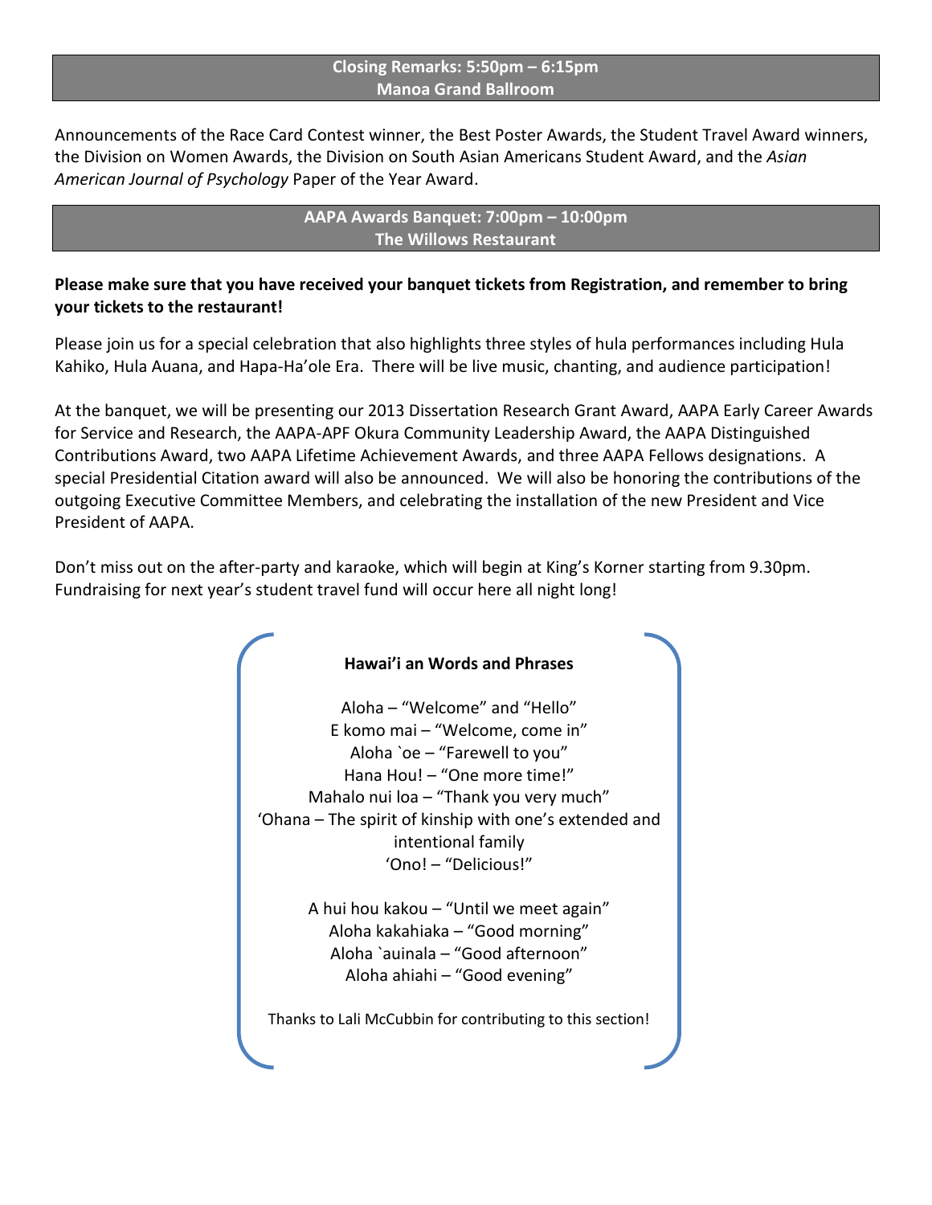## Closing Remarks: 5:50pm – 6:15pm
## Manoa Grand Ballroom

Announcements of the Race Card Contest winner, the Best Poster Awards, the Student Travel Award winners, the Division on Women Awards, the Division on South Asian Americans Student Award, and the *Asian American Journal of Psychology* Paper of the Year Award.

## AAPA Awards Banquet: 7:00pm – 10:00pm
## The Willows Restaurant

**Please make sure that you have received your banquet tickets from Registration, and remember to bring your tickets to the restaurant!**

Please join us for a special celebration that also highlights three styles of hula performances including Hula Kahiko, Hula Auana, and Hapa-Ha'ole Era. There will be live music, chanting, and audience participation!

At the banquet, we will be presenting our 2013 Dissertation Research Grant Award, AAPA Early Career Awards for Service and Research, the AAPA-APF Okura Community Leadership Award, the AAPA Distinguished Contributions Award, two AAPA Lifetime Achievement Awards, and three AAPA Fellows designations. A special Presidential Citation award will also be announced. We will also be honoring the contributions of the outgoing Executive Committee Members, and celebrating the installation of the new President and Vice President of AAPA.

Don't miss out on the after-party and karaoke, which will begin at King's Korner starting from 9.30pm. Fundraising for next year's student travel fund will occur here all night long!

**Hawai'i an Words and Phrases**

Aloha – "Welcome" and "Hello"
E komo mai – "Welcome, come in"
Aloha `oe – "Farewell to you"
Hana Hou! – "One more time!"
Mahalo nui loa – "Thank you very much"
'Ohana – The spirit of kinship with one's extended and intentional family
'Ono! – "Delicious!"

A hui hou kakou – "Until we meet again"
Aloha kakahiaka – "Good morning"
Aloha `auinala – "Good afternoon"
Aloha ahiahi – "Good evening"

Thanks to Lali McCubbin for contributing to this section!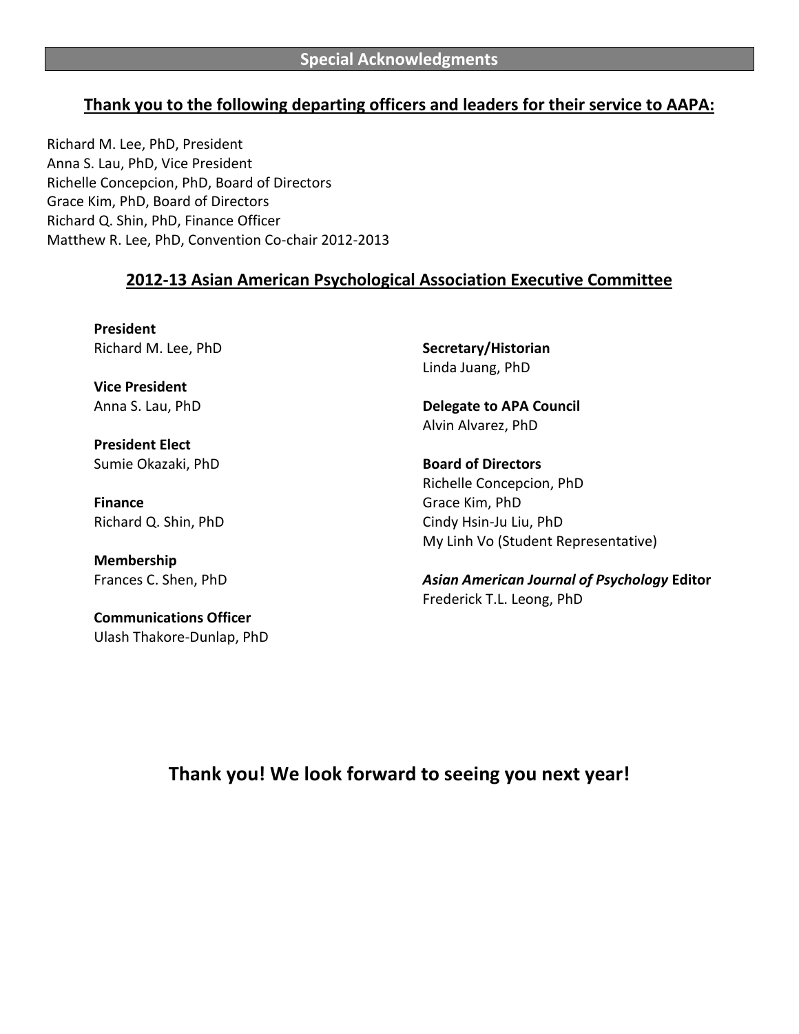## Special Acknowledgments

### Thank you to the following departing officers and leaders for their service to AAPA:

Richard M. Lee, PhD, President
Anna S. Lau, PhD, Vice President
Richelle Concepcion, PhD, Board of Directors
Grace Kim, PhD, Board of Directors
Richard Q. Shin, PhD, Finance Officer
Matthew R. Lee, PhD, Convention Co-chair 2012-2013

### 2012-13 Asian American Psychological Association Executive Committee

**President**
Richard M. Lee, PhD

**Vice President**
Anna S. Lau, PhD

**President Elect**
Sumie Okazaki, PhD

**Finance**
Richard Q. Shin, PhD

**Membership**
Frances C. Shen, PhD

**Communications Officer**
Ulash Thakore-Dunlap, PhD

**Secretary/Historian**
Linda Juang, PhD

**Delegate to APA Council**
Alvin Alvarez, PhD

**Board of Directors**
Richelle Concepcion, PhD
Grace Kim, PhD
Cindy Hsin-Ju Liu, PhD
My Linh Vo (Student Representative)

***Asian American Journal of Psychology* Editor**
Frederick T.L. Leong, PhD

## Thank you! We look forward to seeing you next year!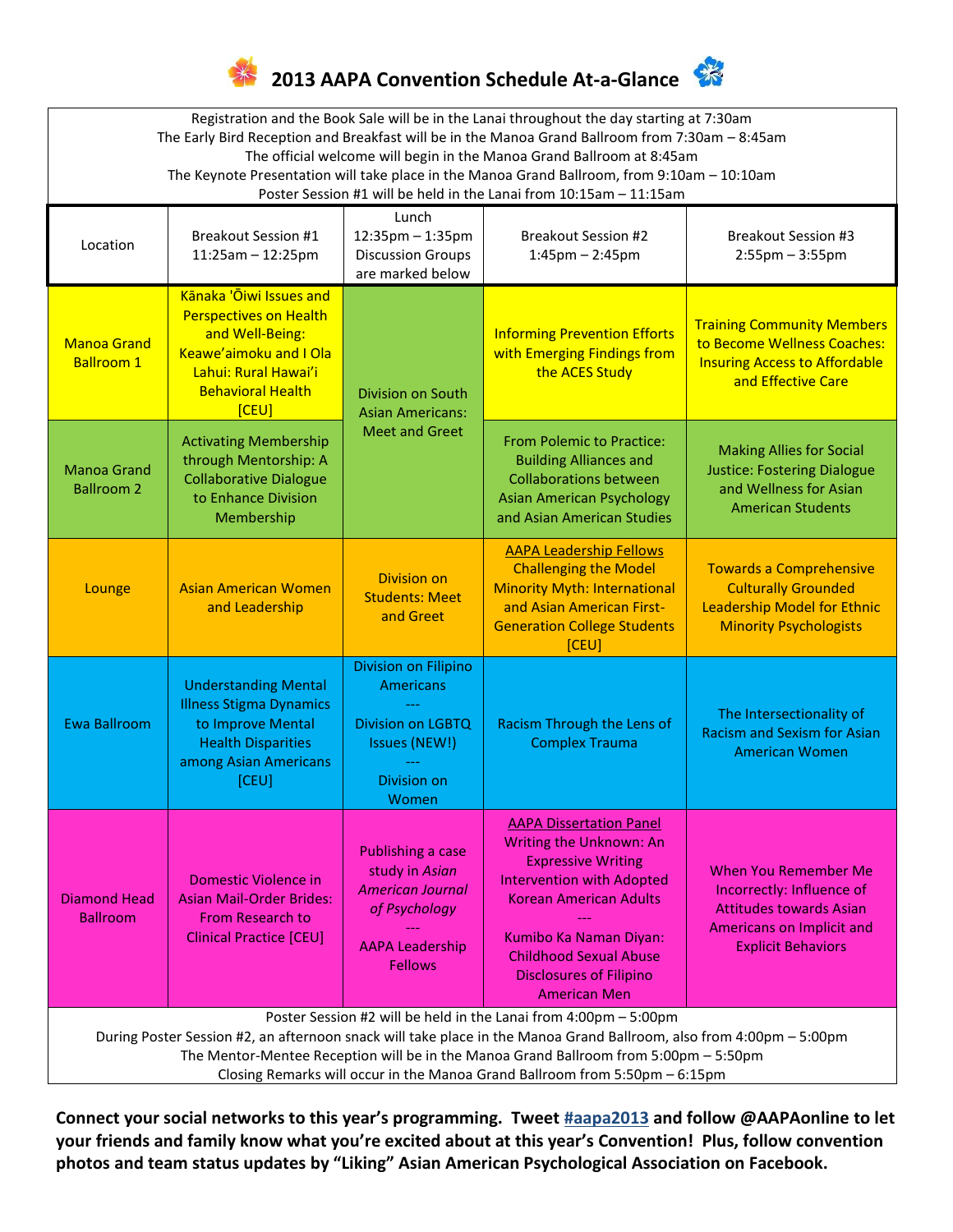# 2013 AAPA Convention Schedule At-a-Glance

Registration and the Book Sale will be in the Lanai throughout the day starting at 7:30am
The Early Bird Reception and Breakfast will be in the Manoa Grand Ballroom from 7:30am – 8:45am
The official welcome will begin in the Manoa Grand Ballroom at 8:45am
The Keynote Presentation will take place in the Manoa Grand Ballroom, from 9:10am – 10:10am
Poster Session #1 will be held in the Lanai from 10:15am – 11:15am

| Location | Breakout Session #1 11:25am – 12:25pm | Lunch 12:35pm – 1:35pm Discussion Groups are marked below | Breakout Session #2 1:45pm – 2:45pm | Breakout Session #3 2:55pm – 3:55pm |
|---|---|---|---|---|
| Manoa Grand Ballroom 1 | Kānaka 'Ōiwi Issues and Perspectives on Health and Well-Being: Keawe'aimoku and I Ola Lahui: Rural Hawai'i Behavioral Health [CEU] | Division on South Asian Americans: Meet and Greet | Informing Prevention Efforts with Emerging Findings from the ACES Study | Training Community Members to Become Wellness Coaches: Insuring Access to Affordable and Effective Care |
| Manoa Grand Ballroom 2 | Activating Membership through Mentorship: A Collaborative Dialogue to Enhance Division Membership | | From Polemic to Practice: Building Alliances and Collaborations between Asian American Psychology and Asian American Studies | Making Allies for Social Justice: Fostering Dialogue and Wellness for Asian American Students |
| Lounge | Asian American Women and Leadership | Division on Students: Meet and Greet | AAPA Leadership Fellows Challenging the Model Minority Myth: International and Asian American First-Generation College Students [CEU] | Towards a Comprehensive Culturally Grounded Leadership Model for Ethnic Minority Psychologists |
| Ewa Ballroom | Understanding Mental Illness Stigma Dynamics to Improve Mental Health Disparities among Asian Americans [CEU] | Division on Filipino Americans --- Division on LGBTQ Issues (NEW!) --- Division on Women | Racism Through the Lens of Complex Trauma | The Intersectionality of Racism and Sexism for Asian American Women |
| Diamond Head Ballroom | Domestic Violence in Asian Mail-Order Brides: From Research to Clinical Practice [CEU] | Publishing a case study in *Asian American Journal of Psychology* --- AAPA Leadership Fellows | AAPA Dissertation Panel Writing the Unknown: An Expressive Writing Intervention with Adopted Korean American Adults --- Kumibo Ka Naman Diyan: Childhood Sexual Abuse Disclosures of Filipino American Men | When You Remember Me Incorrectly: Influence of Attitudes towards Asian Americans on Implicit and Explicit Behaviors |

Poster Session #2 will be held in the Lanai from 4:00pm – 5:00pm
During Poster Session #2, an afternoon snack will take place in the Manoa Grand Ballroom, also from 4:00pm – 5:00pm
The Mentor-Mentee Reception will be in the Manoa Grand Ballroom from 5:00pm – 5:50pm
Closing Remarks will occur in the Manoa Grand Ballroom from 5:50pm – 6:15pm

**Connect your social networks to this year's programming. Tweet #aapa2013 and follow @AAPAonline to let your friends and family know what you're excited about at this year's Convention! Plus, follow convention photos and team status updates by "Liking" Asian American Psychological Association on Facebook.**